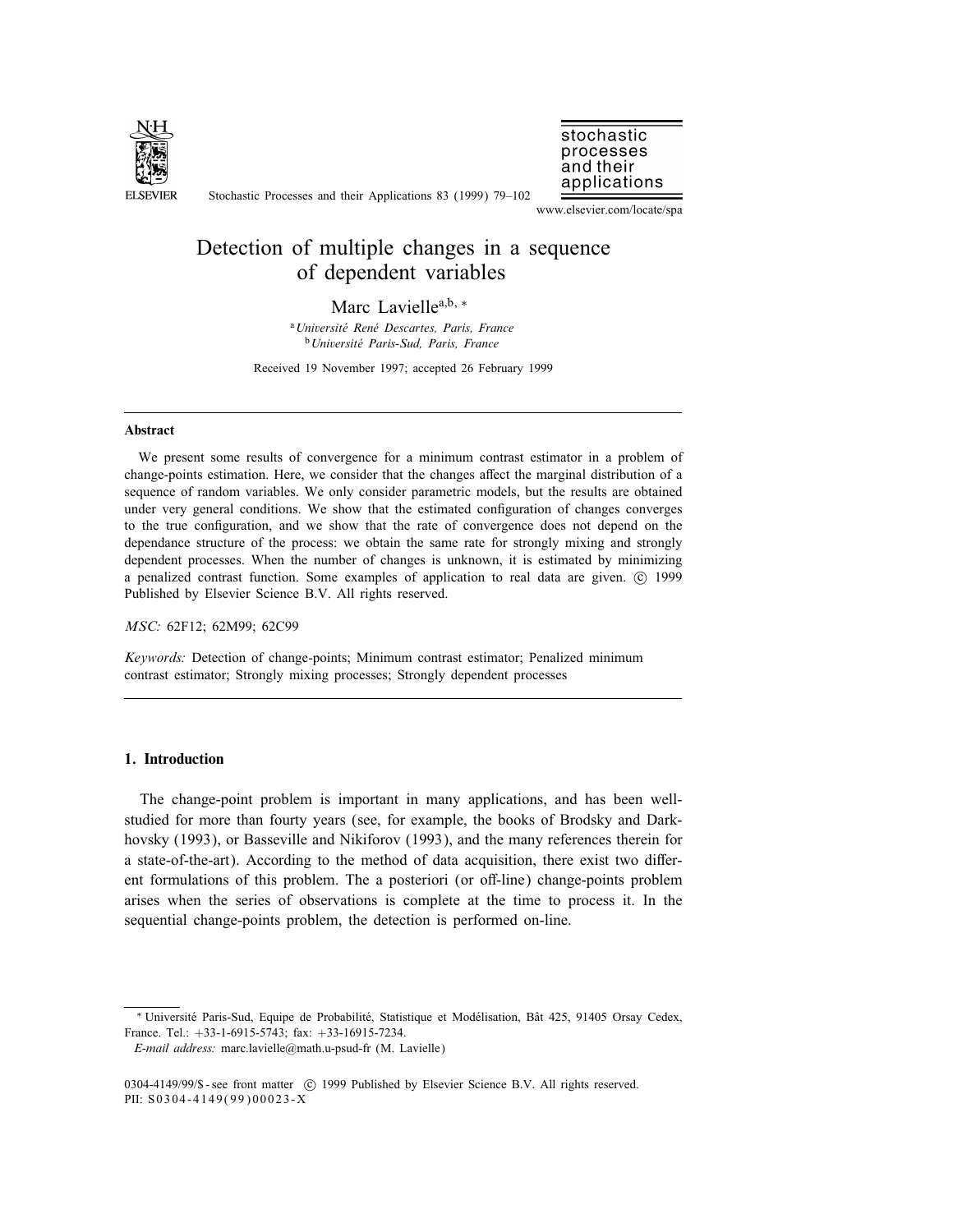# Detection of multiple changes in a sequence of dependent variables

Marc Lavielle[a,b,*]

[a] *Université René Descartes, Paris, France*
[b] *Université Paris-Sud, Paris, France*

Received 19 November 1997; accepted 26 February 1999

---

**Abstract**

We present some results of convergence for a minimum contrast estimator in a problem of change-points estimation. Here, we consider that the changes affect the marginal distribution of a sequence of random variables. We only consider parametric models, but the results are obtained under very general conditions. We show that the estimated configuration of changes converges to the true configuration, and we show that the rate of convergence does not depend on the dependance structure of the process: we obtain the same rate for strongly mixing and strongly dependent processes. When the number of changes is unknown, it is estimated by minimizing a penalized contrast function. Some examples of application to real data are given. © 1999 Published by Elsevier Science B.V. All rights reserved.

*MSC:* 62F12; 62M99; 62C99

*Keywords:* Detection of change-points; Minimum contrast estimator; Penalized minimum contrast estimator; Strongly mixing processes; Strongly dependent processes

---

## 1. Introduction

The change-point problem is important in many applications, and has been well-studied for more than fourty years (see, for example, the books of Brodsky and Darkhovsky (1993), or Basseville and Nikiforov (1993), and the many references therein for a state-of-the-art). According to the method of data acquisition, there exist two different formulations of this problem. The a posteriori (or off-line) change-points problem arises when the series of observations is complete at the time to process it. In the sequential change-points problem, the detection is performed on-line.

---

* Université Paris-Sud, Equipe de Probabilité, Statistique et Modélisation, Bât 425, 91405 Orsay Cedex, France. Tel.: +33-1-6915-5743; fax: +33-16915-7234.

*E-mail address:* marc.lavielle@math.u-psud-fr (M. Lavielle)

0304-4149/99/$ - see front matter © 1999 Published by Elsevier Science B.V. All rights reserved.
PII: S0304-4149(99)00023-X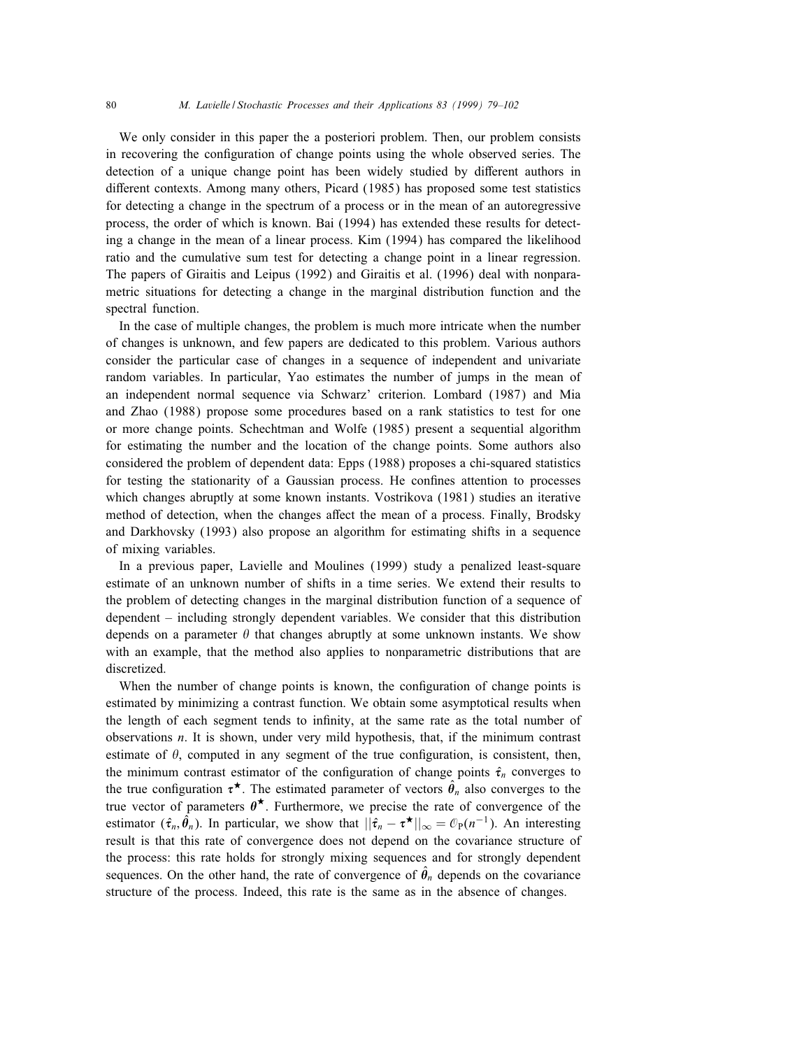We only consider in this paper the a posteriori problem. Then, our problem consists in recovering the configuration of change points using the whole observed series. The detection of a unique change point has been widely studied by different authors in different contexts. Among many others, Picard (1985) has proposed some test statistics for detecting a change in the spectrum of a process or in the mean of an autoregressive process, the order of which is known. Bai (1994) has extended these results for detecting a change in the mean of a linear process. Kim (1994) has compared the likelihood ratio and the cumulative sum test for detecting a change point in a linear regression. The papers of Giraitis and Leipus (1992) and Giraitis et al. (1996) deal with nonparametric situations for detecting a change in the marginal distribution function and the spectral function.

In the case of multiple changes, the problem is much more intricate when the number of changes is unknown, and few papers are dedicated to this problem. Various authors consider the particular case of changes in a sequence of independent and univariate random variables. In particular, Yao estimates the number of jumps in the mean of an independent normal sequence via Schwarz' criterion. Lombard (1987) and Mia and Zhao (1988) propose some procedures based on a rank statistics to test for one or more change points. Schechtman and Wolfe (1985) present a sequential algorithm for estimating the number and the location of the change points. Some authors also considered the problem of dependent data: Epps (1988) proposes a chi-squared statistics for testing the stationarity of a Gaussian process. He confines attention to processes which changes abruptly at some known instants. Vostrikova (1981) studies an iterative method of detection, when the changes affect the mean of a process. Finally, Brodsky and Darkhovsky (1993) also propose an algorithm for estimating shifts in a sequence of mixing variables.

In a previous paper, Lavielle and Moulines (1999) study a penalized least-square estimate of an unknown number of shifts in a time series. We extend their results to the problem of detecting changes in the marginal distribution function of a sequence of dependent – including strongly dependent variables. We consider that this distribution depends on a parameter $\theta$ that changes abruptly at some unknown instants. We show with an example, that the method also applies to nonparametric distributions that are discretized.

When the number of change points is known, the configuration of change points is estimated by minimizing a contrast function. We obtain some asymptotical results when the length of each segment tends to infinity, at the same rate as the total number of observations $n$. It is shown, under very mild hypothesis, that, if the minimum contrast estimate of $\theta$, computed in any segment of the true configuration, is consistent, then, the minimum contrast estimator of the configuration of change points $\hat{\boldsymbol{\tau}}_n$ converges to the true configuration $\boldsymbol{\tau}^\star$. The estimated parameter of vectors $\hat{\boldsymbol{\theta}}_n$ also converges to the true vector of parameters $\boldsymbol{\theta}^\star$. Furthermore, we precise the rate of convergence of the estimator $(\hat{\boldsymbol{\tau}}_n, \hat{\boldsymbol{\theta}}_n)$. In particular, we show that $||\hat{\boldsymbol{\tau}}_n - \boldsymbol{\tau}^\star||_\infty = \mathcal{O}_{\mathrm{P}}(n^{-1})$. An interesting result is that this rate of convergence does not depend on the covariance structure of the process: this rate holds for strongly mixing sequences and for strongly dependent sequences. On the other hand, the rate of convergence of $\hat{\boldsymbol{\theta}}_n$ depends on the covariance structure of the process. Indeed, this rate is the same as in the absence of changes.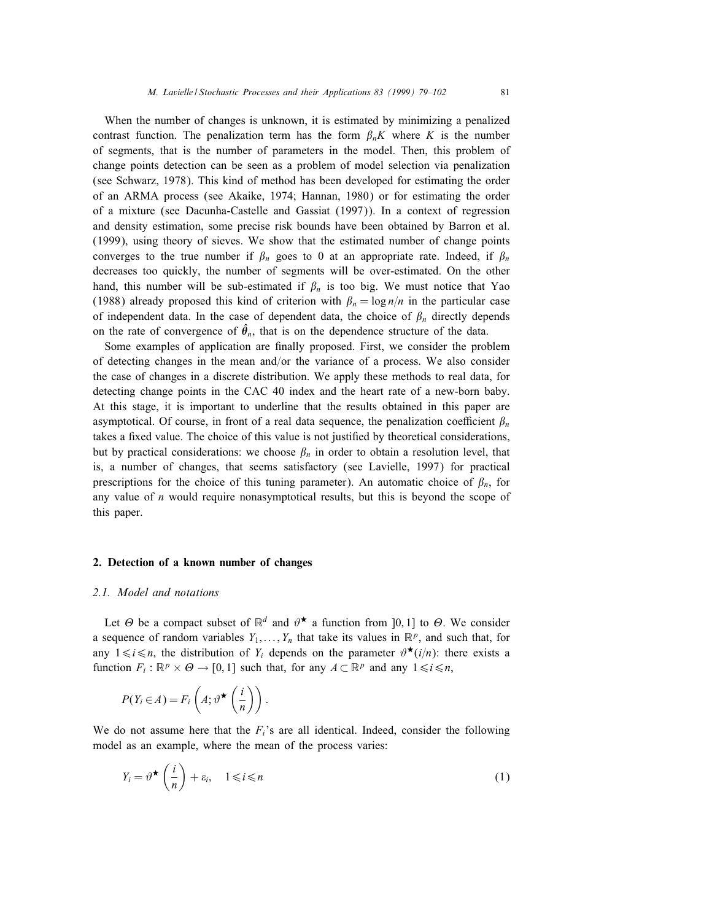When the number of changes is unknown, it is estimated by minimizing a penalized contrast function. The penalization term has the form $\beta_n K$ where $K$ is the number of segments, that is the number of parameters in the model. Then, this problem of change points detection can be seen as a problem of model selection via penalization (see Schwarz, 1978). This kind of method has been developed for estimating the order of an ARMA process (see Akaike, 1974; Hannan, 1980) or for estimating the order of a mixture (see Dacunha-Castelle and Gassiat (1997)). In a context of regression and density estimation, some precise risk bounds have been obtained by Barron et al. (1999), using theory of sieves. We show that the estimated number of change points converges to the true number if $\beta_n$ goes to 0 at an appropriate rate. Indeed, if $\beta_n$ decreases too quickly, the number of segments will be over-estimated. On the other hand, this number will be sub-estimated if $\beta_n$ is too big. We must notice that Yao (1988) already proposed this kind of criterion with $\beta_n = \log n/n$ in the particular case of independent data. In the case of dependent data, the choice of $\beta_n$ directly depends on the rate of convergence of $\hat{\theta}_n$, that is on the dependence structure of the data.

Some examples of application are finally proposed. First, we consider the problem of detecting changes in the mean and/or the variance of a process. We also consider the case of changes in a discrete distribution. We apply these methods to real data, for detecting change points in the CAC 40 index and the heart rate of a new-born baby. At this stage, it is important to underline that the results obtained in this paper are asymptotical. Of course, in front of a real data sequence, the penalization coefficient $\beta_n$ takes a fixed value. The choice of this value is not justified by theoretical considerations, but by practical considerations: we choose $\beta_n$ in order to obtain a resolution level, that is, a number of changes, that seems satisfactory (see Lavielle, 1997) for practical prescriptions for the choice of this tuning parameter). An automatic choice of $\beta_n$, for any value of $n$ would require nonasymptotical results, but this is beyond the scope of this paper.

## 2. Detection of a known number of changes

### 2.1. Model and notations

Let $\Theta$ be a compact subset of $\mathbb{R}^d$ and $\vartheta^\star$ a function from $]0,1]$ to $\Theta$. We consider a sequence of random variables $Y_1, \ldots, Y_n$ that take its values in $\mathbb{R}^p$, and such that, for any $1 \leqslant i \leqslant n$, the distribution of $Y_i$ depends on the parameter $\vartheta^\star(i/n)$: there exists a function $F_i : \mathbb{R}^p \times \Theta \to [0,1]$ such that, for any $A \subset \mathbb{R}^p$ and any $1 \leqslant i \leqslant n$,

$$P(Y_i \in A) = F_i\left(A; \vartheta^\star\left(\frac{i}{n}\right)\right).$$

We do not assume here that the $F_i$'s are all identical. Indeed, consider the following model as an example, where the mean of the process varies:

$$Y_i = \vartheta^\star\left(\frac{i}{n}\right) + \varepsilon_i, \quad 1 \leqslant i \leqslant n \tag{1}$$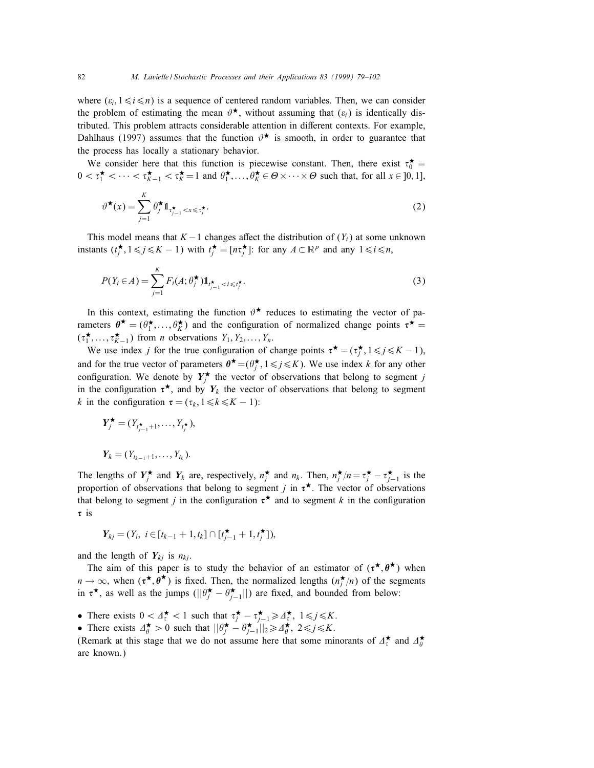where $(\varepsilon_i, 1 \leqslant i \leqslant n)$ is a sequence of centered random variables. Then, we can consider the problem of estimating the mean $\vartheta^\star$, without assuming that $(\varepsilon_i)$ is identically distributed. This problem attracts considerable attention in different contexts. For example, Dahlhaus (1997) assumes that the function $\vartheta^\star$ is smooth, in order to guarantee that the process has locally a stationary behavior.

We consider here that this function is piecewise constant. Then, there exist $\tau_0^\star = 0 < \tau_1^\star < \cdots < \tau_{K-1}^\star < \tau_K^\star = 1$ and $\theta_1^\star, \ldots, \theta_K^\star \in \Theta \times \cdots \times \Theta$ such that, for all $x \in ]0, 1]$,

$$\vartheta^\star(x) = \sum_{j=1}^{K} \theta_j^\star \mathbb{1}_{\tau_{j-1}^\star < x \leqslant \tau_j^\star}. \tag{2}$$

This model means that $K-1$ changes affect the distribution of $(Y_i)$ at some unknown instants $(t_j^\star, 1 \leqslant j \leqslant K-1)$ with $t_j^\star = [n\tau_j^\star]$: for any $A \subset \mathbb{R}^p$ and any $1 \leqslant i \leqslant n$,

$$P(Y_i \in A) = \sum_{j=1}^{K} F_i(A; \theta_j^\star) \mathbb{1}_{t_{j-1}^\star < i \leqslant t_j^\star}. \tag{3}$$

In this context, estimating the function $\vartheta^\star$ reduces to estimating the vector of parameters $\boldsymbol{\theta}^\star = (\theta_1^\star, \ldots, \theta_K^\star)$ and the configuration of normalized change points $\boldsymbol{\tau}^\star = (\tau_1^\star, \ldots, \tau_{K-1}^\star)$ from $n$ observations $Y_1, Y_2, \ldots, Y_n$.

We use index $j$ for the true configuration of change points $\boldsymbol{\tau}^\star = (\tau_j^\star, 1 \leqslant j \leqslant K-1)$, and for the true vector of parameters $\boldsymbol{\theta}^\star = (\theta_j^\star, 1 \leqslant j \leqslant K)$. We use index $k$ for any other configuration. We denote by $\boldsymbol{Y}_j^\star$ the vector of observations that belong to segment $j$ in the configuration $\boldsymbol{\tau}^\star$, and by $\boldsymbol{Y}_k$ the vector of observations that belong to segment $k$ in the configuration $\boldsymbol{\tau} = (\tau_k, 1 \leqslant k \leqslant K-1)$:

$$\boldsymbol{Y}_j^\star = (Y_{t_{j-1}^\star + 1}, \ldots, Y_{t_j^\star}),$$

$$\boldsymbol{Y}_k = (Y_{t_{k-1}+1}, \ldots, Y_{t_k}).$$

The lengths of $\boldsymbol{Y}_j^\star$ and $\boldsymbol{Y}_k$ are, respectively, $n_j^\star$ and $n_k$. Then, $n_j^\star / n = \tau_j^\star - \tau_{j-1}^\star$ is the proportion of observations that belong to segment $j$ in $\boldsymbol{\tau}^\star$. The vector of observations that belong to segment $j$ in the configuration $\boldsymbol{\tau}^\star$ and to segment $k$ in the configuration $\boldsymbol{\tau}$ is

$$\boldsymbol{Y}_{kj} = (Y_i, \ i \in [t_{k-1}+1, t_k] \cap [t_{j-1}^\star + 1, t_j^\star]),$$

and the length of $\boldsymbol{Y}_{kj}$ is $n_{kj}$.

The aim of this paper is to study the behavior of an estimator of $(\boldsymbol{\tau}^\star, \boldsymbol{\theta}^\star)$ when $n \to \infty$, when $(\boldsymbol{\tau}^\star, \boldsymbol{\theta}^\star)$ is fixed. Then, the normalized lengths $(n_j^\star / n)$ of the segments in $\boldsymbol{\tau}^\star$, as well as the jumps $(\|\theta_j^\star - \theta_{j-1}^\star\|)$ are fixed, and bounded from below:

- There exists $0 < \Delta_\tau^\star < 1$ such that $\tau_j^\star - \tau_{j-1}^\star \geqslant \Delta_\tau^\star, \ 1 \leqslant j \leqslant K$.
- There exists $\Delta_\theta^\star > 0$ such that $\|\theta_j^\star - \theta_{j-1}^\star\|_2 \geqslant \Delta_\theta^\star, \ 2 \leqslant j \leqslant K$.

(Remark at this stage that we do not assume here that some minorants of $\Delta_\tau^\star$ and $\Delta_\theta^\star$ are known.)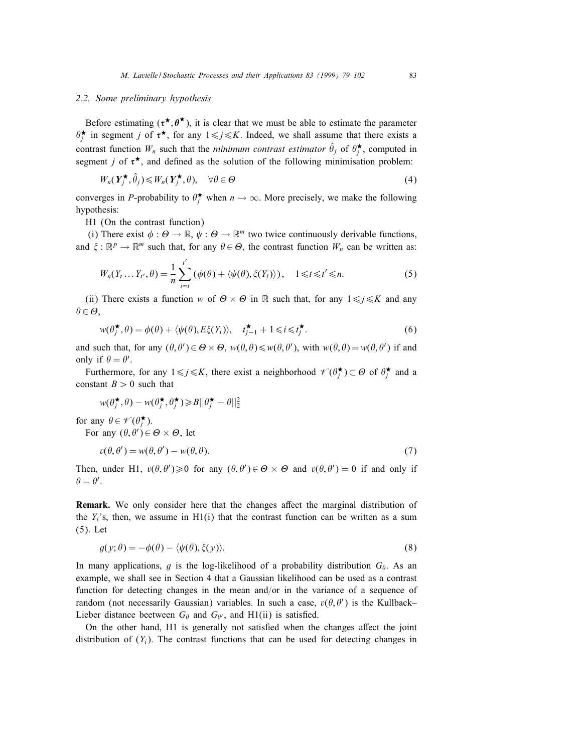### 2.2. Some preliminary hypothesis

Before estimating $(\boldsymbol{\tau}^\star, \boldsymbol{\theta}^\star)$, it is clear that we must be able to estimate the parameter $\theta_j^\star$ in segment $j$ of $\boldsymbol{\tau}^\star$, for any $1 \leqslant j \leqslant K$. Indeed, we shall assume that there exists a contrast function $W_n$ such that the *minimum contrast estimator* $\hat{\theta}_j$ of $\theta_j^\star$, computed in segment $j$ of $\boldsymbol{\tau}^\star$, and defined as the solution of the following minimisation problem:

$$W_n(\boldsymbol{Y}_j^\star, \hat{\theta}_j) \leqslant W_n(\boldsymbol{Y}_j^\star, \theta), \quad \forall \theta \in \Theta \tag{4}$$

converges in $P$-probability to $\theta_j^\star$ when $n \to \infty$. More precisely, we make the following hypothesis:

H1 (On the contrast function)

(i) There exist $\phi : \Theta \to \mathbb{R}$, $\psi : \Theta \to \mathbb{R}^m$ two twice continuously derivable functions, and $\xi : \mathbb{R}^p \to \mathbb{R}^m$ such that, for any $\theta \in \Theta$, the contrast function $W_n$ can be written as:

$$W_n(Y_t \ldots Y_{t'}, \theta) = \frac{1}{n} \sum_{i=t}^{t'} \left(\phi(\theta) + \langle \psi(\theta), \xi(Y_i) \rangle\right), \quad 1 \leqslant t \leqslant t' \leqslant n. \tag{5}$$

(ii) There exists a function $w$ of $\Theta \times \Theta$ in $\mathbb{R}$ such that, for any $1 \leqslant j \leqslant K$ and any $\theta \in \Theta$,

$$w(\theta_j^\star, \theta) = \phi(\theta) + \langle \psi(\theta), E\xi(Y_i) \rangle, \quad t_{j-1}^\star + 1 \leqslant i \leqslant t_j^\star. \tag{6}$$

and such that, for any $(\theta, \theta') \in \Theta \times \Theta$, $w(\theta, \theta) \leqslant w(\theta, \theta')$, with $w(\theta, \theta) = w(\theta, \theta')$ if and only if $\theta = \theta'$.

Furthermore, for any $1 \leqslant j \leqslant K$, there exist a neighborhood $\mathscr{V}(\theta_j^\star) \subset \Theta$ of $\theta_j^\star$ and a constant $B > 0$ such that

$$w(\theta_j^\star, \theta) - w(\theta_j^\star, \theta_j^\star) \geqslant B \|\theta_j^\star - \theta\|_2^2$$

for any $\theta \in \mathscr{V}(\theta_j^\star)$.

For any $(\theta, \theta') \in \Theta \times \Theta$, let

$$v(\theta, \theta') = w(\theta, \theta') - w(\theta, \theta). \tag{7}$$

Then, under H1, $v(\theta, \theta') \geqslant 0$ for any $(\theta, \theta') \in \Theta \times \Theta$ and $v(\theta, \theta') = 0$ if and only if $\theta = \theta'$.

**Remark.** We only consider here that the changes affect the marginal distribution of the $Y_i$'s, then, we assume in H1(i) that the contrast function can be written as a sum (5). Let

$$g(y; \theta) = -\phi(\theta) - \langle \psi(\theta), \xi(y) \rangle. \tag{8}$$

In many applications, $g$ is the log-likelihood of a probability distribution $G_\theta$. As an example, we shall see in Section 4 that a Gaussian likelihood can be used as a contrast function for detecting changes in the mean and/or in the variance of a sequence of random (not necessarily Gaussian) variables. In such a case, $v(\theta, \theta')$ is the Kullback–Lieber distance beetween $G_\theta$ and $G_{\theta'}$, and H1(ii) is satisfied.

On the other hand, H1 is generally not satisfied when the changes affect the joint distribution of $(Y_i)$. The contrast functions that can be used for detecting changes in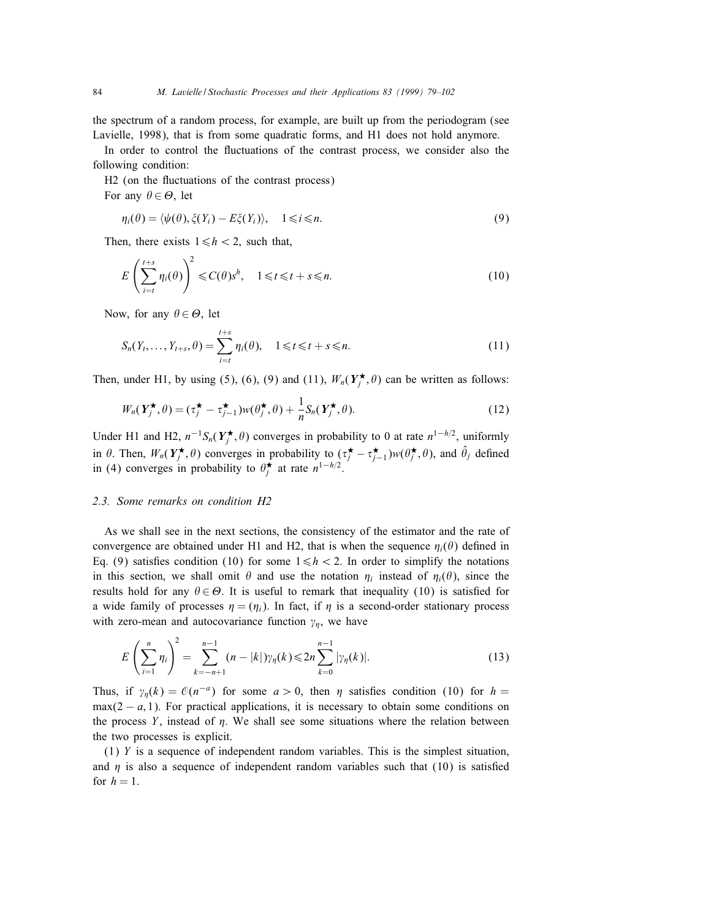the spectrum of a random process, for example, are built up from the periodogram (see Lavielle, 1998), that is from some quadratic forms, and H1 does not hold anymore.

In order to control the fluctuations of the contrast process, we consider also the following condition:

H2 (on the fluctuations of the contrast process)

For any $\theta \in \Theta$, let

$$\eta_i(\theta) = \langle \psi(\theta), \xi(Y_i) - E\xi(Y_i) \rangle, \quad 1 \leqslant i \leqslant n. \tag{9}$$

Then, there exists $1 \leqslant h < 2$, such that,

$$E\left(\sum_{i=t}^{t+s} \eta_i(\theta)\right)^2 \leqslant C(\theta) s^h, \quad 1 \leqslant t \leqslant t+s \leqslant n. \tag{10}$$

Now, for any $\theta \in \Theta$, let

$$S_n(Y_t, \ldots, Y_{t+s}, \theta) = \sum_{i=t}^{t+s} \eta_i(\theta), \quad 1 \leqslant t \leqslant t+s \leqslant n. \tag{11}$$

Then, under H1, by using (5), (6), (9) and (11), $W_n(\boldsymbol{Y}_j^\star, \theta)$ can be written as follows:

$$W_n(\boldsymbol{Y}_j^\star, \theta) = (\tau_j^\star - \tau_{j-1}^\star) w(\theta_j^\star, \theta) + \frac{1}{n} S_n(\boldsymbol{Y}_j^\star, \theta). \tag{12}$$

Under H1 and H2, $n^{-1} S_n(\boldsymbol{Y}_j^\star, \theta)$ converges in probability to 0 at rate $n^{1-h/2}$, uniformly in $\theta$. Then, $W_n(\boldsymbol{Y}_j^\star, \theta)$ converges in probability to $(\tau_j^\star - \tau_{j-1}^\star) w(\theta_j^\star, \theta)$, and $\hat{\theta}_j$ defined in (4) converges in probability to $\theta_j^\star$ at rate $n^{1-h/2}$.

### 2.3. Some remarks on condition H2

As we shall see in the next sections, the consistency of the estimator and the rate of convergence are obtained under H1 and H2, that is when the sequence $\eta_i(\theta)$ defined in Eq. (9) satisfies condition (10) for some $1 \leqslant h < 2$. In order to simplify the notations in this section, we shall omit $\theta$ and use the notation $\eta_i$ instead of $\eta_i(\theta)$, since the results hold for any $\theta \in \Theta$. It is useful to remark that inequality (10) is satisfied for a wide family of processes $\eta = (\eta_i)$. In fact, if $\eta$ is a second-order stationary process with zero-mean and autocovariance function $\gamma_\eta$, we have

$$E\left(\sum_{i=1}^{n} \eta_i\right)^2 = \sum_{k=-n+1}^{n-1} (n - |k|) \gamma_\eta(k) \leqslant 2n \sum_{k=0}^{n-1} |\gamma_\eta(k)|. \tag{13}$$

Thus, if $\gamma_\eta(k) = \mathcal{O}(n^{-a})$ for some $a > 0$, then $\eta$ satisfies condition (10) for $h = \max(2-a, 1)$. For practical applications, it is necessary to obtain some conditions on the process $Y$, instead of $\eta$. We shall see some situations where the relation between the two processes is explicit.

(1) $Y$ is a sequence of independent random variables. This is the simplest situation, and $\eta$ is also a sequence of independent random variables such that (10) is satisfied for $h = 1$.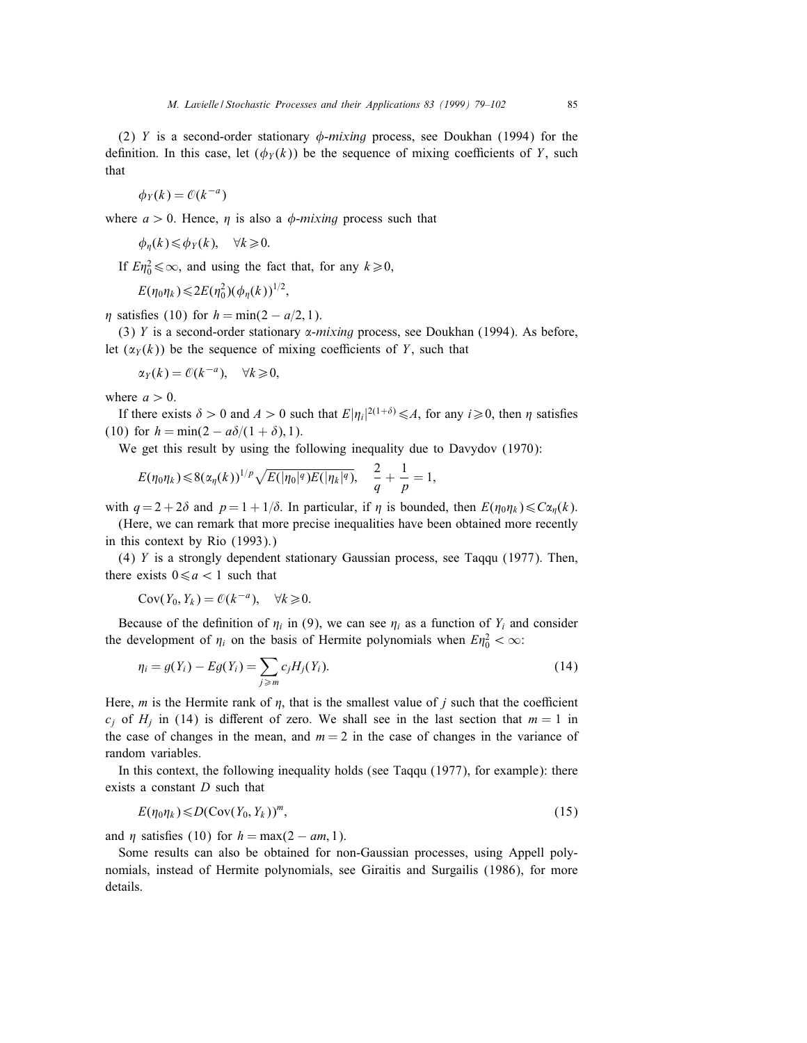(2) $Y$ is a second-order stationary *$\phi$-mixing* process, see Doukhan (1994) for the definition. In this case, let $(\phi_Y(k))$ be the sequence of mixing coefficients of $Y$, such that

$$\phi_Y(k) = \mathcal{O}(k^{-a})$$

where $a > 0$. Hence, $\eta$ is also a *$\phi$-mixing* process such that

$$\phi_\eta(k) \leqslant \phi_Y(k), \quad \forall k \geqslant 0.$$

If $E\eta_0^2 \leqslant \infty$, and using the fact that, for any $k \geqslant 0$,

$$E(\eta_0 \eta_k) \leqslant 2E(\eta_0^2)(\phi_\eta(k))^{1/2},$$

$\eta$ satisfies (10) for $h = \min(2 - a/2, 1)$.

(3) $Y$ is a second-order stationary *$\alpha$-mixing* process, see Doukhan (1994). As before, let $(\alpha_Y(k))$ be the sequence of mixing coefficients of $Y$, such that

$$\alpha_Y(k) = \mathcal{O}(k^{-a}), \quad \forall k \geqslant 0,$$

where $a > 0$.

If there exists $\delta > 0$ and $A > 0$ such that $E|\eta_i|^{2(1+\delta)} \leqslant A$, for any $i \geqslant 0$, then $\eta$ satisfies (10) for $h = \min(2 - a\delta/(1+\delta), 1)$.

We get this result by using the following inequality due to Davydov (1970):

$$E(\eta_0 \eta_k) \leqslant 8(\alpha_\eta(k))^{1/p} \sqrt{E(|\eta_0|^q) E(|\eta_k|^q)}, \quad \frac{2}{q} + \frac{1}{p} = 1,$$

with $q = 2 + 2\delta$ and $p = 1 + 1/\delta$. In particular, if $\eta$ is bounded, then $E(\eta_0 \eta_k) \leqslant C\alpha_\eta(k)$.

(Here, we can remark that more precise inequalities have been obtained more recently in this context by Rio (1993).)

(4) $Y$ is a strongly dependent stationary Gaussian process, see Taqqu (1977). Then, there exists $0 \leqslant a < 1$ such that

$$\text{Cov}(Y_0, Y_k) = \mathcal{O}(k^{-a}), \quad \forall k \geqslant 0.$$

Because of the definition of $\eta_i$ in (9), we can see $\eta_i$ as a function of $Y_i$ and consider the development of $\eta_i$ on the basis of Hermite polynomials when $E\eta_0^2 < \infty$:

$$\eta_i = g(Y_i) - Eg(Y_i) = \sum_{j \geqslant m} c_j H_j(Y_i). \tag{14}$$

Here, $m$ is the Hermite rank of $\eta$, that is the smallest value of $j$ such that the coefficient $c_j$ of $H_j$ in (14) is different of zero. We shall see in the last section that $m = 1$ in the case of changes in the mean, and $m = 2$ in the case of changes in the variance of random variables.

In this context, the following inequality holds (see Taqqu (1977), for example): there exists a constant $D$ such that

$$E(\eta_0 \eta_k) \leqslant D(\text{Cov}(Y_0, Y_k))^m, \tag{15}$$

and $\eta$ satisfies (10) for $h = \max(2 - am, 1)$.

Some results can also be obtained for non-Gaussian processes, using Appell polynomials, instead of Hermite polynomials, see Giraitis and Surgailis (1986), for more details.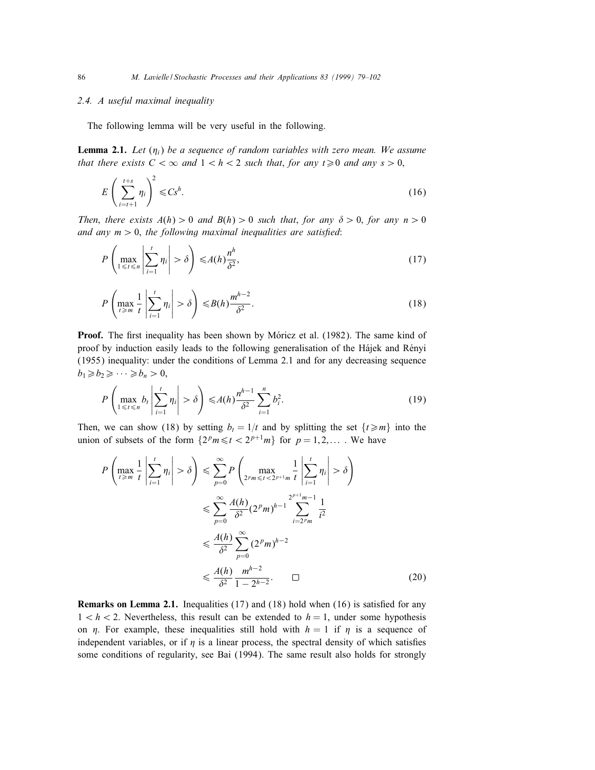### 2.4. A useful maximal inequality

The following lemma will be very useful in the following.

**Lemma 2.1.** *Let $(\eta_i)$ be a sequence of random variables with zero mean. We assume that there exists $C < \infty$ and $1 < h < 2$ such that, for any $t \geqslant 0$ and any $s > 0$,*

$$E\left(\sum_{i=t+1}^{t+s} \eta_i\right)^2 \leqslant C s^h. \tag{16}$$

*Then, there exists $A(h) > 0$ and $B(h) > 0$ such that, for any $\delta > 0$, for any $n > 0$ and any $m > 0$, the following maximal inequalities are satisfied*:

$$P\left(\max_{1 \leqslant t \leqslant n} \left|\sum_{i=1}^{t} \eta_i\right| > \delta\right) \leqslant A(h)\frac{n^h}{\delta^2}, \tag{17}$$

$$P\left(\max_{t \geqslant m} \frac{1}{t}\left|\sum_{i=1}^{t} \eta_i\right| > \delta\right) \leqslant B(h)\frac{m^{h-2}}{\delta^2}. \tag{18}$$

**Proof.** The first inequality has been shown by Móricz et al. (1982). The same kind of proof by induction easily leads to the following generalisation of the Hájek and Rényi (1955) inequality: under the conditions of Lemma 2.1 and for any decreasing sequence $b_1 \geqslant b_2 \geqslant \cdots \geqslant b_n > 0$,

$$P\left(\max_{1 \leqslant t \leqslant n} b_t \left|\sum_{i=1}^{t} \eta_i\right| > \delta\right) \leqslant A(h)\frac{n^{h-1}}{\delta^2}\sum_{i=1}^{n} b_i^2. \tag{19}$$

Then, we can show (18) by setting $b_t = 1/t$ and by splitting the set $\{t \geqslant m\}$ into the union of subsets of the form $\{2^p m \leqslant t < 2^{p+1} m\}$ for $p = 1, 2, \ldots$ . We have

$$\begin{aligned}
P\left(\max_{t \geqslant m} \frac{1}{t}\left|\sum_{i=1}^{t} \eta_i\right| > \delta\right) &\leqslant \sum_{p=0}^{\infty} P\left(\max_{2^p m \leqslant t < 2^{p+1} m} \frac{1}{t}\left|\sum_{i=1}^{t} \eta_i\right| > \delta\right) \\
&\leqslant \sum_{p=0}^{\infty} \frac{A(h)}{\delta^2}(2^p m)^{h-1} \sum_{i=2^p m}^{2^{p+1} m - 1} \frac{1}{i^2} \\
&\leqslant \frac{A(h)}{\delta^2} \sum_{p=0}^{\infty} (2^p m)^{h-2} \\
&\leqslant \frac{A(h)}{\delta^2} \frac{m^{h-2}}{1 - 2^{h-2}}. \qquad \square
\end{aligned} \tag{20}$$

**Remarks on Lemma 2.1.** Inequalities (17) and (18) hold when (16) is satisfied for any $1 < h < 2$. Nevertheless, this result can be extended to $h = 1$, under some hypothesis on $\eta$. For example, these inequalities still hold with $h = 1$ if $\eta$ is a sequence of independent variables, or if $\eta$ is a linear process, the spectral density of which satisfies some conditions of regularity, see Bai (1994). The same result also holds for strongly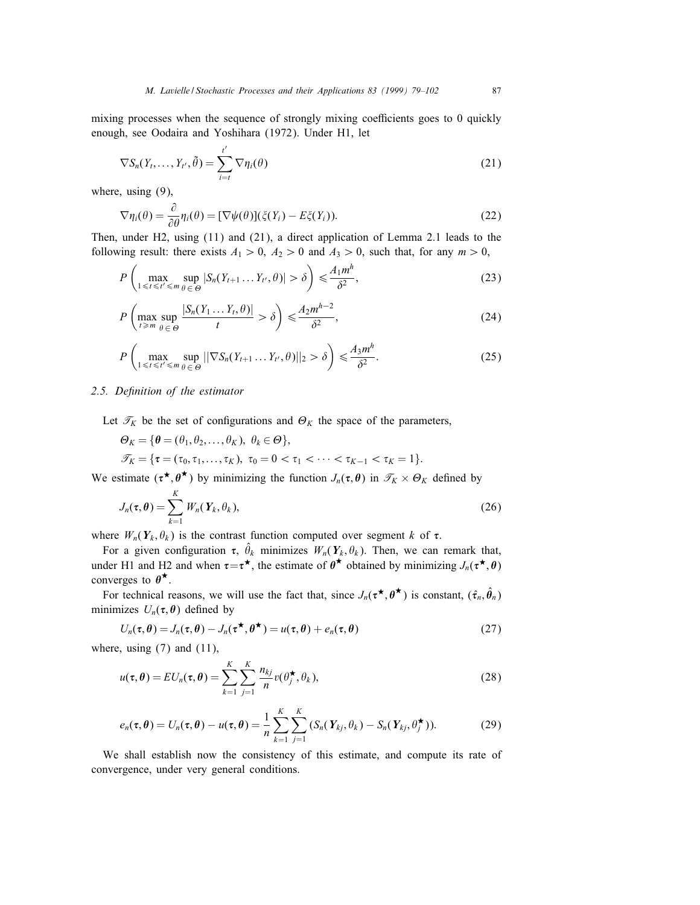mixing processes when the sequence of strongly mixing coefficients goes to 0 quickly enough, see Oodaira and Yoshihara (1972). Under H1, let

$$\nabla S_n(Y_t, \dots, Y_{t'}, \tilde{\theta}) = \sum_{i=t}^{t'} \nabla \eta_i(\theta) \tag{21}$$

where, using (9),

$$\nabla \eta_i(\theta) = \frac{\partial}{\partial \theta} \eta_i(\theta) = [\nabla \psi(\theta)](\xi(Y_i) - E\xi(Y_i)). \tag{22}$$

Then, under H2, using (11) and (21), a direct application of Lemma 2.1 leads to the following result: there exists $A_1 > 0$, $A_2 > 0$ and $A_3 > 0$, such that, for any $m > 0$,

$$P\left( \max_{1 \leqslant t \leqslant t' \leqslant m} \sup_{\theta \in \Theta} |S_n(Y_{t+1} \dots Y_{t'}, \theta)| > \delta \right) \leqslant \frac{A_1 m^h}{\delta^2}, \tag{23}$$

$$P\left( \max_{t \geqslant m} \sup_{\theta \in \Theta} \frac{|S_n(Y_1 \dots Y_t, \theta)|}{t} > \delta \right) \leqslant \frac{A_2 m^{h-2}}{\delta^2}, \tag{24}$$

$$P\left( \max_{1 \leqslant t \leqslant t' \leqslant m} \sup_{\theta \in \Theta} ||\nabla S_n(Y_{t+1} \dots Y_{t'}, \theta)||_2 > \delta \right) \leqslant \frac{A_3 m^h}{\delta^2}. \tag{25}$$

### 2.5. Definition of the estimator

Let $\mathscr{T}_K$ be the set of configurations and $\Theta_K$ the space of the parameters,

$$\Theta_K = \{\boldsymbol{\theta} = (\theta_1, \theta_2, \dots, \theta_K),\ \theta_k \in \Theta\},$$

$$\mathscr{T}_K = \{\boldsymbol{\tau} = (\tau_0, \tau_1, \dots, \tau_K),\ \tau_0 = 0 < \tau_1 < \cdots < \tau_{K-1} < \tau_K = 1\}.$$

We estimate $(\boldsymbol{\tau}^\star, \boldsymbol{\theta}^\star)$ by minimizing the function $J_n(\boldsymbol{\tau}, \boldsymbol{\theta})$ in $\mathscr{T}_K \times \Theta_K$ defined by

$$J_n(\boldsymbol{\tau}, \boldsymbol{\theta}) = \sum_{k=1}^{K} W_n(\boldsymbol{Y}_k, \theta_k), \tag{26}$$

where $W_n(\boldsymbol{Y}_k, \theta_k)$ is the contrast function computed over segment $k$ of $\boldsymbol{\tau}$.

For a given configuration $\boldsymbol{\tau}$, $\hat{\theta}_k$ minimizes $W_n(\boldsymbol{Y}_k, \theta_k)$. Then, we can remark that, under H1 and H2 and when $\boldsymbol{\tau} = \boldsymbol{\tau}^\star$, the estimate of $\boldsymbol{\theta}^\star$ obtained by minimizing $J_n(\boldsymbol{\tau}^\star, \boldsymbol{\theta})$ converges to $\boldsymbol{\theta}^\star$.

For technical reasons, we will use the fact that, since $J_n(\boldsymbol{\tau}^\star, \boldsymbol{\theta}^\star)$ is constant, $(\hat{\boldsymbol{\tau}}_n, \hat{\boldsymbol{\theta}}_n)$ minimizes $U_n(\boldsymbol{\tau}, \boldsymbol{\theta})$ defined by

$$U_n(\boldsymbol{\tau}, \boldsymbol{\theta}) = J_n(\boldsymbol{\tau}, \boldsymbol{\theta}) - J_n(\boldsymbol{\tau}^\star, \boldsymbol{\theta}^\star) = u(\boldsymbol{\tau}, \boldsymbol{\theta}) + e_n(\boldsymbol{\tau}, \boldsymbol{\theta}) \tag{27}$$

where, using (7) and (11),

$$u(\boldsymbol{\tau}, \boldsymbol{\theta}) = EU_n(\boldsymbol{\tau}, \boldsymbol{\theta}) = \sum_{k=1}^{K} \sum_{j=1}^{K} \frac{n_{kj}}{n} v(\theta_j^\star, \theta_k), \tag{28}$$

$$e_n(\boldsymbol{\tau}, \boldsymbol{\theta}) = U_n(\boldsymbol{\tau}, \boldsymbol{\theta}) - u(\boldsymbol{\tau}, \boldsymbol{\theta}) = \frac{1}{n} \sum_{k=1}^{K} \sum_{j=1}^{K} (S_n(\boldsymbol{Y}_{kj}, \theta_k) - S_n(\boldsymbol{Y}_{kj}, \theta_j^\star)). \tag{29}$$

We shall establish now the consistency of this estimate, and compute its rate of convergence, under very general conditions.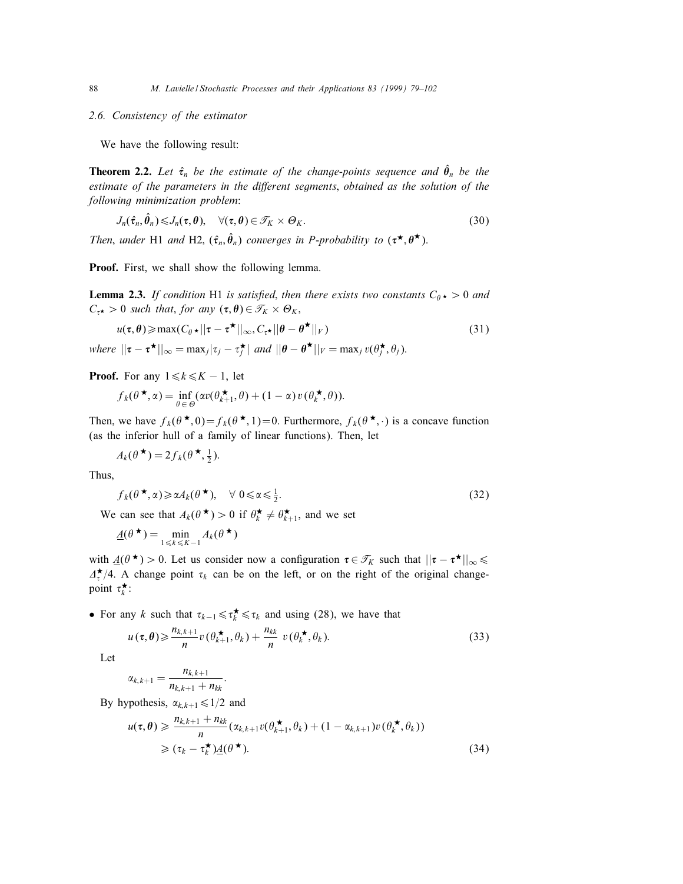### 2.6. Consistency of the estimator

We have the following result:

**Theorem 2.2.** *Let $\hat{\boldsymbol{\tau}}_n$ be the estimate of the change-points sequence and $\hat{\boldsymbol{\theta}}_n$ be the estimate of the parameters in the different segments, obtained as the solution of the following minimization problem*:

$$J_n(\hat{\boldsymbol{\tau}}_n, \hat{\boldsymbol{\theta}}_n) \leqslant J_n(\boldsymbol{\tau}, \boldsymbol{\theta}), \quad \forall (\boldsymbol{\tau}, \boldsymbol{\theta}) \in \mathcal{T}_K \times \Theta_K. \tag{30}$$

*Then, under* H1 *and* H2, $(\hat{\boldsymbol{\tau}}_n, \hat{\boldsymbol{\theta}}_n)$ *converges in P-probability to* $(\boldsymbol{\tau}^\star, \boldsymbol{\theta}^\star)$.

**Proof.** First, we shall show the following lemma.

**Lemma 2.3.** *If condition* H1 *is satisfied, then there exists two constants $C_{\theta^\star} > 0$ and $C_{\tau^\star} > 0$ such that, for any $(\boldsymbol{\tau}, \boldsymbol{\theta}) \in \mathcal{T}_K \times \Theta_K$,*

$$u(\boldsymbol{\tau}, \boldsymbol{\theta}) \geqslant \max(C_{\theta^\star} \|\boldsymbol{\tau} - \boldsymbol{\tau}^\star\|_\infty, C_{\tau^\star} \|\boldsymbol{\theta} - \boldsymbol{\theta}^\star\|_V) \tag{31}$$

*where $\|\boldsymbol{\tau} - \boldsymbol{\tau}^\star\|_\infty = \max_j |\tau_j - \tau_j^\star|$ and $\|\boldsymbol{\theta} - \boldsymbol{\theta}^\star\|_V = \max_j v(\theta_j^\star, \theta_j)$.*

**Proof.** For any $1 \leqslant k \leqslant K-1$, let

$$f_k(\theta^\star, \alpha) = \inf_{\theta \in \Theta} (\alpha v(\theta_{k+1}^\star, \theta) + (1-\alpha) v(\theta_k^\star, \theta)).$$

Then, we have $f_k(\theta^\star, 0) = f_k(\theta^\star, 1) = 0$. Furthermore, $f_k(\theta^\star, \cdot)$ is a concave function (as the inferior hull of a family of linear functions). Then, let

$$A_k(\theta^\star) = 2 f_k(\theta^\star, \tfrac{1}{2}).$$

Thus,

$$f_k(\theta^\star, \alpha) \geqslant \alpha A_k(\theta^\star), \quad \forall\, 0 \leqslant \alpha \leqslant \tfrac{1}{2}. \tag{32}$$

We can see that $A_k(\theta^\star) > 0$ if $\theta_k^\star \neq \theta_{k+1}^\star$, and we set

$$\underline{A}(\theta^\star) = \min_{1 \leqslant k \leqslant K-1} A_k(\theta^\star)$$

with $\underline{A}(\theta^\star) > 0$. Let us consider now a configuration $\boldsymbol{\tau} \in \mathcal{T}_K$ such that $\|\boldsymbol{\tau} - \boldsymbol{\tau}^\star\|_\infty \leqslant \Delta_\tau^\star / 4$. A change point $\tau_k$ can be on the left, or on the right of the original change-point $\tau_k^\star$:

- For any $k$ such that $\tau_{k-1} \leqslant \tau_k^\star \leqslant \tau_k$ and using (28), we have that

$$u(\boldsymbol{\tau}, \boldsymbol{\theta}) \geqslant \frac{n_{k,k+1}}{n} v(\theta_{k+1}^\star, \theta_k) + \frac{n_{kk}}{n}\ v(\theta_k^\star, \theta_k). \tag{33}$$

Let

$$\alpha_{k,k+1} = \frac{n_{k,k+1}}{n_{k,k+1} + n_{kk}}.$$

By hypothesis, $\alpha_{k,k+1} \leqslant 1/2$ and

$$\begin{aligned} u(\boldsymbol{\tau}, \boldsymbol{\theta}) &\geqslant \frac{n_{k,k+1} + n_{kk}}{n} (\alpha_{k,k+1} v(\theta_{k+1}^\star, \theta_k) + (1 - \alpha_{k,k+1}) v(\theta_k^\star, \theta_k)) \\ &\geqslant (\tau_k - \tau_k^\star) \underline{A}(\theta^\star). \end{aligned} \tag{34}$$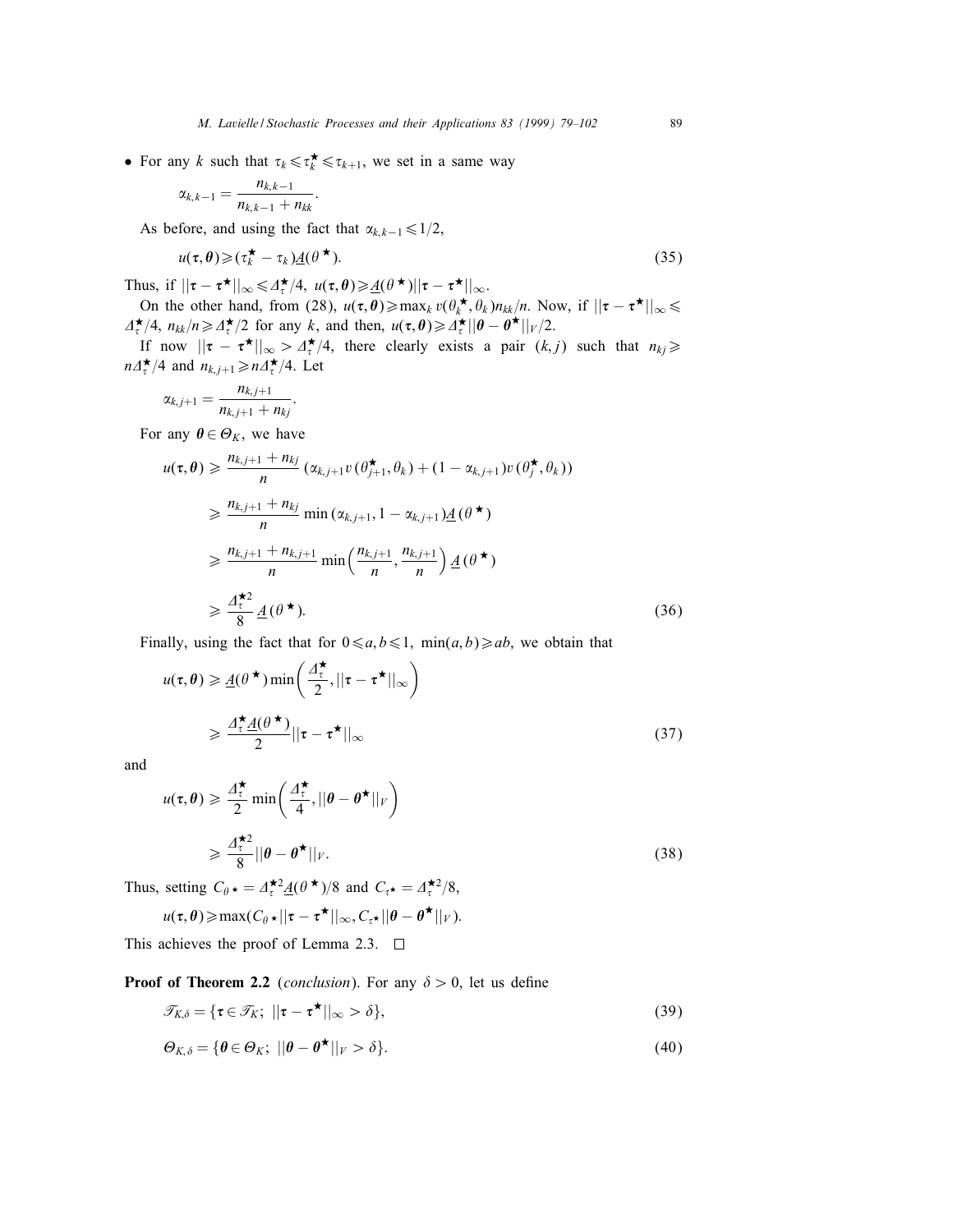- For any $k$ such that $\tau_k \leqslant \tau_k^\star \leqslant \tau_{k+1}$, we set in a same way

$$\alpha_{k,k-1} = \frac{n_{k,k-1}}{n_{k,k-1} + n_{kk}}.$$

As before, and using the fact that $\alpha_{k,k-1} \leqslant 1/2$,

$$u(\boldsymbol{\tau}, \boldsymbol{\theta}) \geqslant (\tau_k^\star - \tau_k)\underline{A}(\theta^\star). \tag{35}$$

Thus, if $||\boldsymbol{\tau} - \boldsymbol{\tau}^\star||_\infty \leqslant \Delta_\tau^\star/4$, $u(\boldsymbol{\tau}, \boldsymbol{\theta}) \geqslant \underline{A}(\theta^\star)||\boldsymbol{\tau} - \boldsymbol{\tau}^\star||_\infty$.

On the other hand, from (28), $u(\boldsymbol{\tau}, \boldsymbol{\theta}) \geqslant \max_k v(\theta_k^\star, \theta_k) n_{kk}/n$. Now, if $||\boldsymbol{\tau} - \boldsymbol{\tau}^\star||_\infty \leqslant \Delta_\tau^\star/4$, $n_{kk}/n \geqslant \Delta_\tau^\star/2$ for any $k$, and then, $u(\boldsymbol{\tau}, \boldsymbol{\theta}) \geqslant \Delta_\tau^\star ||\boldsymbol{\theta} - \boldsymbol{\theta}^\star||_V/2$.

If now $||\boldsymbol{\tau} - \boldsymbol{\tau}^\star||_\infty > \Delta_\tau^\star/4$, there clearly exists a pair $(k, j)$ such that $n_{kj} \geqslant n\Delta_\tau^\star/4$ and $n_{k,j+1} \geqslant n\Delta_\tau^\star/4$. Let

$$\alpha_{k,j+1} = \frac{n_{k,j+1}}{n_{k,j+1} + n_{kj}}.$$

For any $\boldsymbol{\theta} \in \Theta_K$, we have

$$\begin{aligned}
u(\boldsymbol{\tau}, \boldsymbol{\theta}) &\geqslant \frac{n_{k,j+1} + n_{kj}}{n} (\alpha_{k,j+1} v(\theta_{j+1}^\star, \theta_k) + (1 - \alpha_{k,j+1}) v(\theta_j^\star, \theta_k)) \\
&\geqslant \frac{n_{k,j+1} + n_{kj}}{n} \min(\alpha_{k,j+1}, 1 - \alpha_{k,j+1}) \underline{A}(\theta^\star) \\
&\geqslant \frac{n_{k,j+1} + n_{k,j+1}}{n} \min\left(\frac{n_{k,j+1}}{n}, \frac{n_{k,j+1}}{n}\right) \underline{A}(\theta^\star) \\
&\geqslant \frac{\Delta_\tau^{\star 2}}{8} \underline{A}(\theta^\star).
\end{aligned} \tag{36}$$

Finally, using the fact that for $0 \leqslant a, b \leqslant 1$, $\min(a, b) \geqslant ab$, we obtain that

$$\begin{aligned}
u(\boldsymbol{\tau}, \boldsymbol{\theta}) &\geqslant \underline{A}(\theta^\star) \min\left(\frac{\Delta_\tau^\star}{2}, ||\boldsymbol{\tau} - \boldsymbol{\tau}^\star||_\infty\right) \\
&\geqslant \frac{\Delta_\tau^\star \underline{A}(\theta^\star)}{2} ||\boldsymbol{\tau} - \boldsymbol{\tau}^\star||_\infty
\end{aligned} \tag{37}$$

and

$$\begin{aligned}
u(\boldsymbol{\tau}, \boldsymbol{\theta}) &\geqslant \frac{\Delta_\tau^\star}{2} \min\left(\frac{\Delta_\tau^\star}{4}, ||\boldsymbol{\theta} - \boldsymbol{\theta}^\star||_V\right) \\
&\geqslant \frac{\Delta_\tau^{\star 2}}{8} ||\boldsymbol{\theta} - \boldsymbol{\theta}^\star||_V.
\end{aligned} \tag{38}$$

Thus, setting $C_{\theta^\star} = \Delta_\tau^{\star 2} \underline{A}(\theta^\star)/8$ and $C_{\tau^\star} = \Delta_\tau^{\star 2}/8$,

$$u(\boldsymbol{\tau}, \boldsymbol{\theta}) \geqslant \max(C_{\theta^\star} ||\boldsymbol{\tau} - \boldsymbol{\tau}^\star||_\infty, C_{\tau^\star} ||\boldsymbol{\theta} - \boldsymbol{\theta}^\star||_V).$$

This achieves the proof of Lemma 2.3. $\square$

**Proof of Theorem 2.2** (*conclusion*). For any $\delta > 0$, let us define

$$\mathscr{T}_{K,\delta} = \{\boldsymbol{\tau} \in \mathscr{T}_K;\ ||\boldsymbol{\tau} - \boldsymbol{\tau}^\star||_\infty > \delta\}, \tag{39}$$

$$\Theta_{K,\delta} = \{\boldsymbol{\theta} \in \Theta_K;\ ||\boldsymbol{\theta} - \boldsymbol{\theta}^\star||_V > \delta\}. \tag{40}$$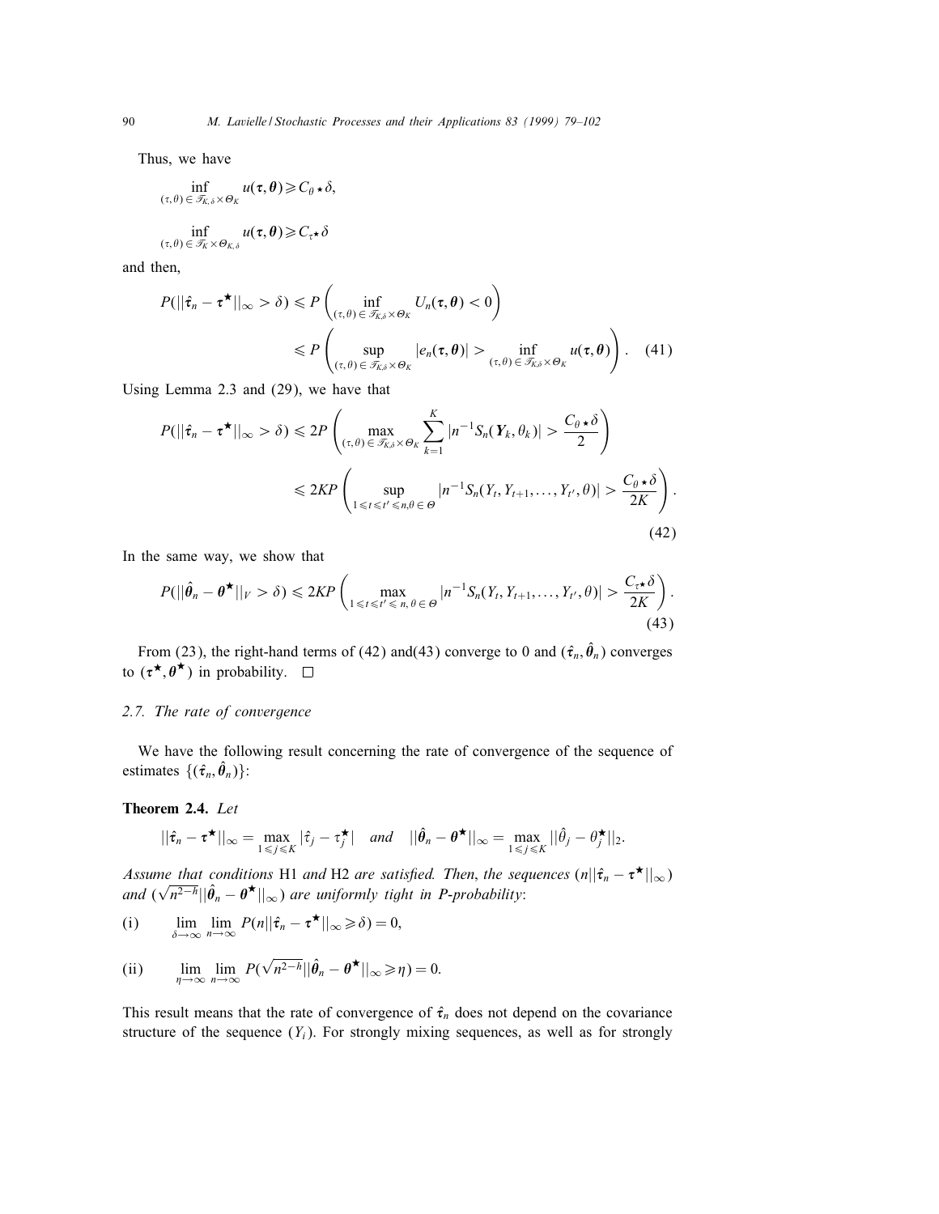Thus, we have

$$\inf_{(\tau,\theta)\in\mathcal{T}_{K,\delta}\times\Theta_K} u(\boldsymbol{\tau},\boldsymbol{\theta}) \geqslant C_{\theta^\star}\delta,$$

$$\inf_{(\tau,\theta)\in\mathcal{T}_{K}\times\Theta_{K,\delta}} u(\boldsymbol{\tau},\boldsymbol{\theta}) \geqslant C_{\tau^\star}\delta$$

and then,

$$P(||\hat{\boldsymbol{\tau}}_n - \boldsymbol{\tau}^\star||_\infty > \delta) \leqslant P\left(\inf_{(\tau,\theta)\in\mathcal{T}_{K,\delta}\times\Theta_K} U_n(\boldsymbol{\tau},\boldsymbol{\theta}) < 0\right)$$
$$\leqslant P\left(\sup_{(\tau,\theta)\in\mathcal{T}_{K,\delta}\times\Theta_K} |e_n(\boldsymbol{\tau},\boldsymbol{\theta})| > \inf_{(\tau,\theta)\in\mathcal{T}_{K,\delta}\times\Theta_K} u(\boldsymbol{\tau},\boldsymbol{\theta})\right). \quad (41)$$

Using Lemma 2.3 and (29), we have that

$$P(||\hat{\boldsymbol{\tau}}_n - \boldsymbol{\tau}^\star||_\infty > \delta) \leqslant 2P\left(\max_{(\tau,\theta)\in\mathcal{T}_{K,\delta}\times\Theta_K} \sum_{k=1}^{K} |n^{-1}S_n(\boldsymbol{Y}_k,\theta_k)| > \frac{C_{\theta^\star}\delta}{2}\right)$$
$$\leqslant 2KP\left(\sup_{1\leqslant t\leqslant t'\leqslant n,\theta\in\Theta} |n^{-1}S_n(Y_t,Y_{t+1},\ldots,Y_{t'},\theta)| > \frac{C_{\theta^\star}\delta}{2K}\right). \quad (42)$$

In the same way, we show that

$$P(||\hat{\boldsymbol{\theta}}_n - \boldsymbol{\theta}^\star||_V > \delta) \leqslant 2KP\left(\max_{1\leqslant t\leqslant t'\leqslant n,\,\theta\in\Theta} |n^{-1}S_n(Y_t,Y_{t+1},\ldots,Y_{t'},\theta)| > \frac{C_{\tau^\star}\delta}{2K}\right). \quad (43)$$

From (23), the right-hand terms of (42) and(43) converge to 0 and $(\hat{\boldsymbol{\tau}}_n, \hat{\boldsymbol{\theta}}_n)$ converges to $(\boldsymbol{\tau}^\star, \boldsymbol{\theta}^\star)$ in probability. $\square$

### 2.7. The rate of convergence

We have the following result concerning the rate of convergence of the sequence of estimates $\{(\hat{\boldsymbol{\tau}}_n, \hat{\boldsymbol{\theta}}_n)\}$:

**Theorem 2.4.** *Let*

$$||\hat{\boldsymbol{\tau}}_n - \boldsymbol{\tau}^\star||_\infty = \max_{1\leqslant j\leqslant K} |\hat{\tau}_j - \tau_j^\star| \quad \textit{and} \quad ||\hat{\boldsymbol{\theta}}_n - \boldsymbol{\theta}^\star||_\infty = \max_{1\leqslant j\leqslant K} ||\hat{\theta}_j - \theta_j^\star||_2.$$

*Assume that conditions* H1 *and* H2 *are satisfied. Then, the sequences* $(n||\hat{\boldsymbol{\tau}}_n - \boldsymbol{\tau}^\star||_\infty)$ *and* $(\sqrt{n^{2-h}}||\hat{\boldsymbol{\theta}}_n - \boldsymbol{\theta}^\star||_\infty)$ *are uniformly tight in P-probability*:

(i) $$\lim_{\delta\to\infty}\lim_{n\to\infty} P(n||\hat{\boldsymbol{\tau}}_n - \boldsymbol{\tau}^\star||_\infty \geqslant \delta) = 0,$$

(ii) $$\lim_{\eta\to\infty}\lim_{n\to\infty} P(\sqrt{n^{2-h}}||\hat{\boldsymbol{\theta}}_n - \boldsymbol{\theta}^\star||_\infty \geqslant \eta) = 0.$$

This result means that the rate of convergence of $\hat{\boldsymbol{\tau}}_n$ does not depend on the covariance structure of the sequence $(Y_i)$. For strongly mixing sequences, as well as for strongly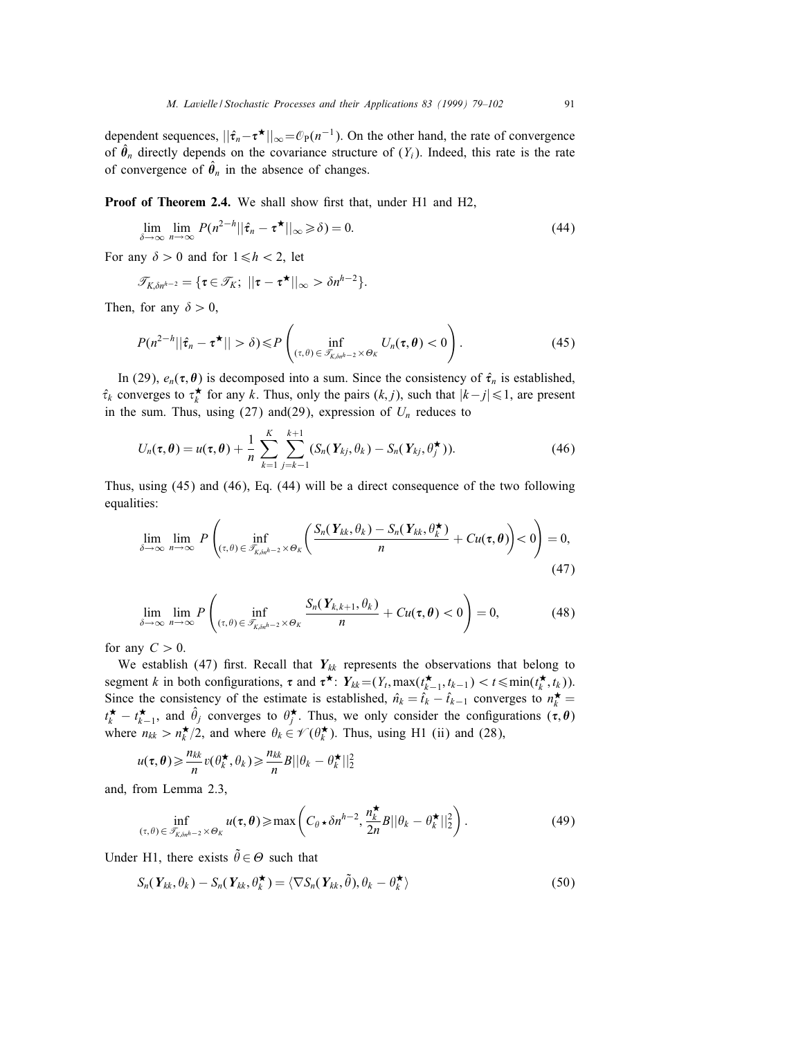dependent sequences, $||\hat{\boldsymbol{\tau}}_n - \boldsymbol{\tau}^\star||_\infty = \mathcal{O}_{\mathrm{P}}(n^{-1})$. On the other hand, the rate of convergence of $\hat{\boldsymbol{\theta}}_n$ directly depends on the covariance structure of $(Y_i)$. Indeed, this rate is the rate of convergence of $\hat{\boldsymbol{\theta}}_n$ in the absence of changes.

**Proof of Theorem 2.4.** We shall show first that, under H1 and H2,

$$\lim_{\delta\to\infty} \lim_{n\to\infty} P(n^{2-h}||\hat{\boldsymbol{\tau}}_n - \boldsymbol{\tau}^\star||_\infty \geqslant \delta) = 0. \tag{44}$$

For any $\delta > 0$ and for $1 \leqslant h < 2$, let

$$\mathscr{T}_{K,\delta n^{h-2}} = \{\boldsymbol{\tau} \in \mathscr{T}_K;\ ||\boldsymbol{\tau} - \boldsymbol{\tau}^\star||_\infty > \delta n^{h-2}\}.$$

Then, for any $\delta > 0$,

$$P(n^{2-h}||\hat{\boldsymbol{\tau}}_n - \boldsymbol{\tau}^\star|| > \delta) \leqslant P\left(\inf_{(\tau,\theta)\in\mathscr{T}_{K,\delta n^{h-2}}\times\Theta_K} U_n(\boldsymbol{\tau},\boldsymbol{\theta}) < 0\right). \tag{45}$$

In (29), $e_n(\boldsymbol{\tau},\boldsymbol{\theta})$ is decomposed into a sum. Since the consistency of $\hat{\boldsymbol{\tau}}_n$ is established, $\hat{\tau}_k$ converges to $\tau_k^\star$ for any $k$. Thus, only the pairs $(k,j)$, such that $|k-j| \leqslant 1$, are present in the sum. Thus, using (27) and(29), expression of $U_n$ reduces to

$$U_n(\boldsymbol{\tau},\boldsymbol{\theta}) = u(\boldsymbol{\tau},\boldsymbol{\theta}) + \frac{1}{n}\sum_{k=1}^{K}\sum_{j=k-1}^{k+1}(S_n(\boldsymbol{Y}_{kj},\theta_k) - S_n(\boldsymbol{Y}_{kj},\theta_j^\star)). \tag{46}$$

Thus, using (45) and (46), Eq. (44) will be a direct consequence of the two following equalities:

$$\lim_{\delta\to\infty}\lim_{n\to\infty} P\left(\inf_{(\tau,\theta)\in\mathscr{T}_{K,\delta n^{h-2}}\times\Theta_K}\left(\frac{S_n(\boldsymbol{Y}_{kk},\theta_k) - S_n(\boldsymbol{Y}_{kk},\theta_k^\star)}{n} + Cu(\boldsymbol{\tau},\boldsymbol{\theta})\right) < 0\right) = 0, \tag{47}$$

$$\lim_{\delta\to\infty}\lim_{n\to\infty} P\left(\inf_{(\tau,\theta)\in\mathscr{T}_{K,\delta n^{h-2}}\times\Theta_K}\frac{S_n(\boldsymbol{Y}_{k,k+1},\theta_k)}{n} + Cu(\boldsymbol{\tau},\boldsymbol{\theta}) < 0\right) = 0, \tag{48}$$

for any $C > 0$.

We establish (47) first. Recall that $\boldsymbol{Y}_{kk}$ represents the observations that belong to segment $k$ in both configurations, $\boldsymbol{\tau}$ and $\boldsymbol{\tau}^\star$: $\boldsymbol{Y}_{kk} = (Y_t, \max(t_{k-1}^\star, t_{k-1}) < t \leqslant \min(t_k^\star, t_k))$. Since the consistency of the estimate is established, $\hat{n}_k = \hat{t}_k - \hat{t}_{k-1}$ converges to $n_k^\star = t_k^\star - t_{k-1}^\star$, and $\hat{\theta}_j$ converges to $\theta_j^\star$. Thus, we only consider the configurations $(\boldsymbol{\tau},\boldsymbol{\theta})$ where $n_{kk} > n_k^\star/2$, and where $\theta_k \in \mathscr{V}(\theta_k^\star)$. Thus, using H1 (ii) and (28),

$$u(\boldsymbol{\tau},\boldsymbol{\theta}) \geqslant \frac{n_{kk}}{n}v(\theta_k^\star,\theta_k) \geqslant \frac{n_{kk}}{n}B||\theta_k - \theta_k^\star||_2^2$$

and, from Lemma 2.3,

$$\inf_{(\tau,\theta)\in\mathscr{T}_{K,\delta n^{h-2}}\times\Theta_K} u(\boldsymbol{\tau},\boldsymbol{\theta}) \geqslant \max\left(C_{\theta^\star}\delta n^{h-2}, \frac{n_k^\star}{2n}B||\theta_k - \theta_k^\star||_2^2\right). \tag{49}$$

Under H1, there exists $\tilde{\theta} \in \Theta$ such that

$$S_n(\boldsymbol{Y}_{kk},\theta_k) - S_n(\boldsymbol{Y}_{kk},\theta_k^\star) = \langle \nabla S_n(\boldsymbol{Y}_{kk},\tilde{\theta}), \theta_k - \theta_k^\star\rangle \tag{50}$$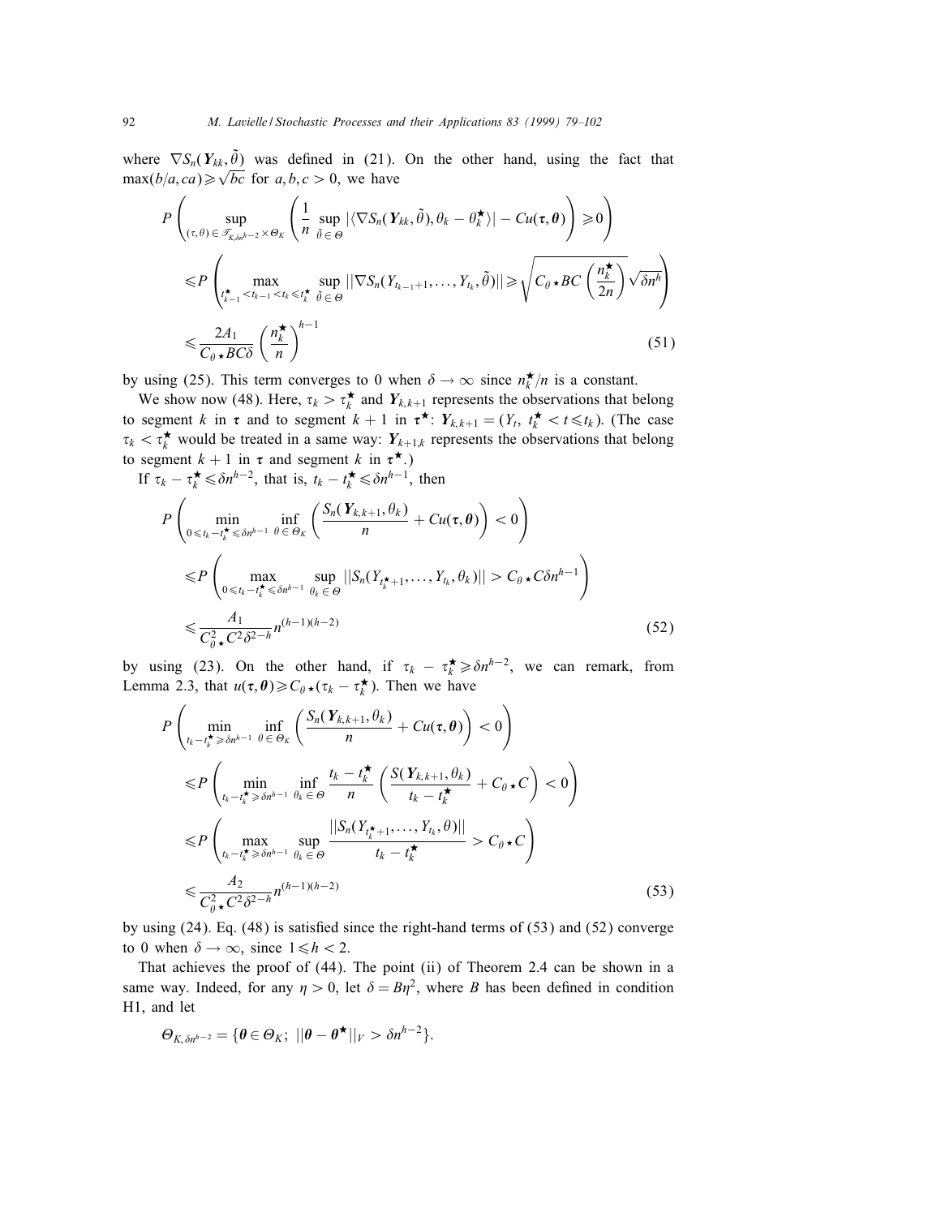where $\nabla S_n(\boldsymbol{Y}_{kk}, \tilde{\theta})$ was defined in (21). On the other hand, using the fact that $\max(b/a, ca) \geqslant \sqrt{bc}$ for $a, b, c > 0$, we have

$$
\begin{aligned}
&P\left( \sup_{(\tau,\theta) \in \mathscr{T}_{K,\delta n^{h-2}} \times \Theta_K} \left( \frac{1}{n} \sup_{\tilde{\theta} \in \Theta} |\langle \nabla S_n(\boldsymbol{Y}_{kk}, \tilde{\theta}), \theta_k - \theta_k^\star \rangle| - Cu(\boldsymbol{\tau}, \boldsymbol{\theta}) \right) \geqslant 0 \right) \\
&\leqslant P\left( \max_{t_{k-1}^\star < t_{k-1} < t_k \leqslant t_k^\star} \sup_{\tilde{\theta} \in \Theta} ||\nabla S_n(Y_{t_{k-1}+1}, \ldots, Y_{t_k}, \tilde{\theta})|| \geqslant \sqrt{C_{\theta^\star} BC \left( \frac{n_k^\star}{2n} \right)} \sqrt{\delta n^h} \right) \\
&\leqslant \frac{2A_1}{C_{\theta^\star} BC\delta} \left( \frac{n_k^\star}{n} \right)^{h-1}
\end{aligned} \tag{51}
$$

by using (25). This term converges to 0 when $\delta \to \infty$ since $n_k^\star/n$ is a constant.

We show now (48). Here, $\tau_k > \tau_k^\star$ and $\boldsymbol{Y}_{k,k+1}$ represents the observations that belong to segment $k$ in $\boldsymbol{\tau}$ and to segment $k+1$ in $\boldsymbol{\tau}^\star$: $\boldsymbol{Y}_{k,k+1} = (Y_t,\ t_k^\star < t \leqslant t_k)$. (The case $\tau_k < \tau_k^\star$ would be treated in a same way: $\boldsymbol{Y}_{k+1,k}$ represents the observations that belong to segment $k+1$ in $\boldsymbol{\tau}$ and segment $k$ in $\boldsymbol{\tau}^\star$.)

If $\tau_k - \tau_k^\star \leqslant \delta n^{h-2}$, that is, $t_k - t_k^\star \leqslant \delta n^{h-1}$, then

$$
\begin{aligned}
&P\left( \min_{0 \leqslant t_k - t_k^\star \leqslant \delta n^{h-1}} \inf_{\theta \in \Theta_K} \left( \frac{S_n(\boldsymbol{Y}_{k,k+1}, \theta_k)}{n} + Cu(\boldsymbol{\tau}, \boldsymbol{\theta}) \right) < 0 \right) \\
&\leqslant P\left( \max_{0 \leqslant t_k - t_k^\star \leqslant \delta n^{h-1}} \sup_{\theta_k \in \Theta} ||S_n(Y_{t_k^\star+1}, \ldots, Y_{t_k}, \theta_k)|| > C_{\theta^\star} C\delta n^{h-1} \right) \\
&\leqslant \frac{A_1}{C_{\theta^\star}^2 C^2 \delta^{2-h}} n^{(h-1)(h-2)}
\end{aligned} \tag{52}
$$

by using (23). On the other hand, if $\tau_k - \tau_k^\star \geqslant \delta n^{h-2}$, we can remark, from Lemma 2.3, that $u(\boldsymbol{\tau}, \boldsymbol{\theta}) \geqslant C_{\theta^\star}(\tau_k - \tau_k^\star)$. Then we have

$$
\begin{aligned}
&P\left( \min_{t_k - t_k^\star \geqslant \delta n^{h-1}} \inf_{\theta \in \Theta_K} \left( \frac{S_n(\boldsymbol{Y}_{k,k+1}, \theta_k)}{n} + Cu(\boldsymbol{\tau}, \boldsymbol{\theta}) \right) < 0 \right) \\
&\leqslant P\left( \min_{t_k - t_k^\star \geqslant \delta n^{h-1}} \inf_{\theta_k \in \Theta} \frac{t_k - t_k^\star}{n} \left( \frac{S(\boldsymbol{Y}_{k,k+1}, \theta_k)}{t_k - t_k^\star} + C_{\theta^\star} C \right) < 0 \right) \\
&\leqslant P\left( \max_{t_k - t_k^\star \geqslant \delta n^{h-1}} \sup_{\theta_k \in \Theta} \frac{||S_n(Y_{t_k^\star+1}, \ldots, Y_{t_k}, \theta)||}{t_k - t_k^\star} > C_{\theta^\star} C \right) \\
&\leqslant \frac{A_2}{C_{\theta^\star}^2 C^2 \delta^{2-h}} n^{(h-1)(h-2)}
\end{aligned} \tag{53}
$$

by using (24). Eq. (48) is satisfied since the right-hand terms of (53) and (52) converge to 0 when $\delta \to \infty$, since $1 \leqslant h < 2$.

That achieves the proof of (44). The point (ii) of Theorem 2.4 can be shown in a same way. Indeed, for any $\eta > 0$, let $\delta = B\eta^2$, where $B$ has been defined in condition H1, and let

$$
\Theta_{K,\delta n^{h-2}} = \{\boldsymbol{\theta} \in \Theta_K;\ ||\boldsymbol{\theta} - \boldsymbol{\theta}^\star||_V > \delta n^{h-2}\}.
$$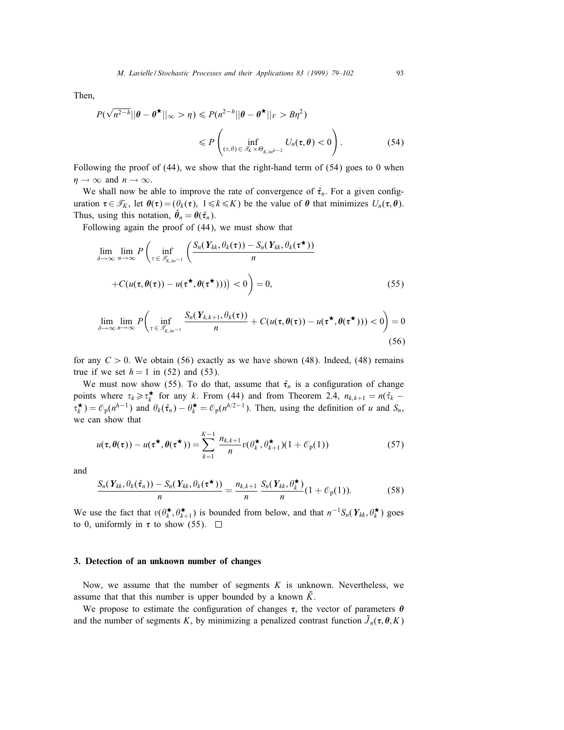Then,

$$P(\sqrt{n^{2-h}}||\boldsymbol{\theta} - \boldsymbol{\theta}^{\star}||_{\infty} > \eta) \leqslant P(n^{2-h}||\boldsymbol{\theta} - \boldsymbol{\theta}^{\star}||_{V} > B\eta^2)$$

$$\leqslant P\left(\inf_{(\tau,\theta)\in\mathcal{T}_K\times\Theta_{K,\delta n^{h-2}}} U_n(\boldsymbol{\tau},\boldsymbol{\theta}) < 0\right). \tag{54}$$

Following the proof of (44), we show that the right-hand term of (54) goes to 0 when $\eta \to \infty$ and $n \to \infty$.

We shall now be able to improve the rate of convergence of $\hat{\boldsymbol{\tau}}_n$. For a given configuration $\boldsymbol{\tau} \in \mathcal{T}_K$, let $\boldsymbol{\theta}(\boldsymbol{\tau}) = (\theta_k(\boldsymbol{\tau}),\ 1 \leqslant k \leqslant K)$ be the value of $\boldsymbol{\theta}$ that minimizes $U_n(\boldsymbol{\tau}, \boldsymbol{\theta})$. Thus, using this notation, $\hat{\boldsymbol{\theta}}_n = \boldsymbol{\theta}(\hat{\boldsymbol{\tau}}_n)$.

Following again the proof of (44), we must show that

$$\lim_{\delta\to\infty}\lim_{n\to\infty} P\left(\inf_{\tau\in\mathcal{T}_{K,\delta n^{-1}}}\left(\frac{S_n(\boldsymbol{Y}_{kk},\theta_k(\boldsymbol{\tau})) - S_n(\boldsymbol{Y}_{kk},\theta_k(\boldsymbol{\tau}^{\star}))}{n}\right.\right.$$

$$\left.\left. + C(u(\boldsymbol{\tau},\boldsymbol{\theta}(\boldsymbol{\tau})) - u(\boldsymbol{\tau}^{\star},\boldsymbol{\theta}(\boldsymbol{\tau}^{\star})))\right) < 0\right) = 0, \tag{55}$$

$$\lim_{\delta\to\infty}\lim_{n\to\infty} P\left(\inf_{\tau\in\mathcal{T}_{K,\delta n^{-1}}} \frac{S_n(\boldsymbol{Y}_{k,k+1},\theta_k(\boldsymbol{\tau}))}{n} + C(u(\boldsymbol{\tau},\boldsymbol{\theta}(\boldsymbol{\tau})) - u(\boldsymbol{\tau}^{\star},\boldsymbol{\theta}(\boldsymbol{\tau}^{\star}))) < 0\right) = 0 \tag{56}$$

for any $C > 0$. We obtain (56) exactly as we have shown (48). Indeed, (48) remains true if we set $h = 1$ in (52) and (53).

We must now show (55). To do that, assume that $\hat{\boldsymbol{\tau}}_n$ is a configuration of change points where $\tau_k \geqslant \tau_k^{\star}$ for any $k$. From (44) and from Theorem 2.4, $n_{k,k+1} = n(\hat{\tau}_k - \tau_k^{\star}) = \mathcal{O}_{\rm p}(n^{h-1})$ and $\theta_k(\hat{\boldsymbol{\tau}}_n) - \theta_k^{\star} = \mathcal{O}_{\rm p}(n^{h/2-1})$. Then, using the definition of $u$ and $S_n$, we can show that

$$u(\boldsymbol{\tau},\boldsymbol{\theta}(\boldsymbol{\tau})) - u(\boldsymbol{\tau}^{\star},\boldsymbol{\theta}(\boldsymbol{\tau}^{\star})) = \sum_{k=1}^{K-1} \frac{n_{k,k+1}}{n} v(\theta_k^{\star},\theta_{k+1}^{\star})(1 + \mathcal{O}_{\rm p}(1)) \tag{57}$$

and

$$\frac{S_n(\boldsymbol{Y}_{kk},\theta_k(\hat{\boldsymbol{\tau}}_n)) - S_n(\boldsymbol{Y}_{kk},\theta_k(\boldsymbol{\tau}^{\star}))}{n} = \frac{n_{k,k+1}}{n}\,\frac{S_n(\boldsymbol{Y}_{kk},\theta_k^{\star})}{n}(1 + \mathcal{O}_{\rm p}(1)). \tag{58}$$

We use the fact that $v(\theta_k^{\star},\theta_{k+1}^{\star})$ is bounded from below, and that $n^{-1}S_n(\boldsymbol{Y}_{kk},\theta_k^{\star})$ goes to 0, uniformly in $\boldsymbol{\tau}$ to show (55). □

## 3. Detection of an unknown number of changes

Now, we assume that the number of segments $K$ is unknown. Nevertheless, we assume that that this number is upper bounded by a known $\bar{K}$.

We propose to estimate the configuration of changes $\boldsymbol{\tau}$, the vector of parameters $\boldsymbol{\theta}$ and the number of segments $K$, by minimizing a penalized contrast function $\tilde{J}_n(\boldsymbol{\tau},\boldsymbol{\theta},K)$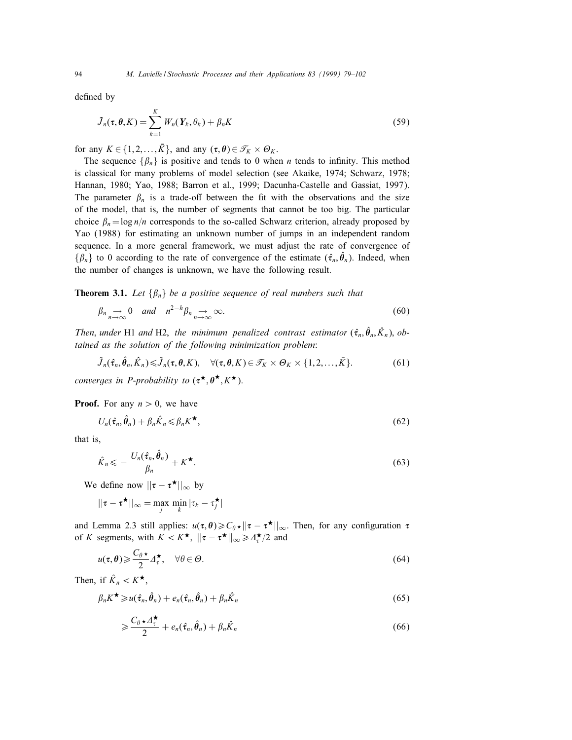defined by

$$\tilde{J}_n(\boldsymbol{\tau}, \boldsymbol{\theta}, K) = \sum_{k=1}^{K} W_n(\mathbf{Y}_k, \theta_k) + \beta_n K \tag{59}$$

for any $K \in \{1, 2, \ldots, \bar{K}\}$, and any $(\boldsymbol{\tau}, \boldsymbol{\theta}) \in \mathscr{T}_K \times \Theta_K$.

The sequence $\{\beta_n\}$ is positive and tends to 0 when $n$ tends to infinity. This method is classical for many problems of model selection (see Akaike, 1974; Schwarz, 1978; Hannan, 1980; Yao, 1988; Barron et al., 1999; Dacunha-Castelle and Gassiat, 1997). The parameter $\beta_n$ is a trade-off between the fit with the observations and the size of the model, that is, the number of segments that cannot be too big. The particular choice $\beta_n = \log n/n$ corresponds to the so-called Schwarz criterion, already proposed by Yao (1988) for estimating an unknown number of jumps in an independent random sequence. In a more general framework, we must adjust the rate of convergence of $\{\beta_n\}$ to 0 according to the rate of convergence of the estimate $(\hat{\boldsymbol{\tau}}_n, \hat{\boldsymbol{\theta}}_n)$. Indeed, when the number of changes is unknown, we have the following result.

**Theorem 3.1.** *Let $\{\beta_n\}$ be a positive sequence of real numbers such that*

$$\beta_n \underset{n\to\infty}{\to} 0 \quad \text{and} \quad n^{2-h}\beta_n \underset{n\to\infty}{\to} \infty. \tag{60}$$

*Then, under* H1 *and* H2, *the minimum penalized contrast estimator $(\hat{\boldsymbol{\tau}}_n, \hat{\boldsymbol{\theta}}_n, \hat{K}_n)$, obtained as the solution of the following minimization problem*:

$$\tilde{J}_n(\hat{\boldsymbol{\tau}}_n, \hat{\boldsymbol{\theta}}_n, \hat{K}_n) \leqslant \tilde{J}_n(\boldsymbol{\tau}, \boldsymbol{\theta}, K), \quad \forall (\boldsymbol{\tau}, \boldsymbol{\theta}, K) \in \mathscr{T}_K \times \Theta_K \times \{1, 2, \ldots, \bar{K}\}. \tag{61}$$

*converges in P-probability to $(\boldsymbol{\tau}^\star, \boldsymbol{\theta}^\star, K^\star)$.*

**Proof.** For any $n > 0$, we have

$$U_n(\hat{\boldsymbol{\tau}}_n, \hat{\boldsymbol{\theta}}_n) + \beta_n \hat{K}_n \leqslant \beta_n K^\star, \tag{62}$$

that is,

$$\hat{K}_n \leqslant -\frac{U_n(\hat{\boldsymbol{\tau}}_n, \hat{\boldsymbol{\theta}}_n)}{\beta_n} + K^\star. \tag{63}$$

We define now $||\boldsymbol{\tau} - \boldsymbol{\tau}^\star||_\infty$ by

$$||\boldsymbol{\tau} - \boldsymbol{\tau}^\star||_\infty = \max_j \min_k |\tau_k - \tau_j^\star|$$

and Lemma 2.3 still applies: $u(\boldsymbol{\tau}, \boldsymbol{\theta}) \geqslant C_{\theta^\star} ||\boldsymbol{\tau} - \boldsymbol{\tau}^\star||_\infty$. Then, for any configuration $\boldsymbol{\tau}$ of $K$ segments, with $K < K^\star$, $||\boldsymbol{\tau} - \boldsymbol{\tau}^\star||_\infty \geqslant \Delta_\tau^\star/2$ and

$$u(\boldsymbol{\tau}, \boldsymbol{\theta}) \geqslant \frac{C_{\theta^\star}}{2}\Delta_\tau^\star, \quad \forall \theta \in \Theta. \tag{64}$$

Then, if $\hat{K}_n < K^\star$,

$$\beta_n K^\star \geqslant u(\hat{\boldsymbol{\tau}}_n, \hat{\boldsymbol{\theta}}_n) + e_n(\hat{\boldsymbol{\tau}}_n, \hat{\boldsymbol{\theta}}_n) + \beta_n \hat{K}_n \tag{65}$$

$$\geqslant \frac{C_{\theta^\star}\Delta_\tau^\star}{2} + e_n(\hat{\boldsymbol{\tau}}_n, \hat{\boldsymbol{\theta}}_n) + \beta_n \hat{K}_n \tag{66}$$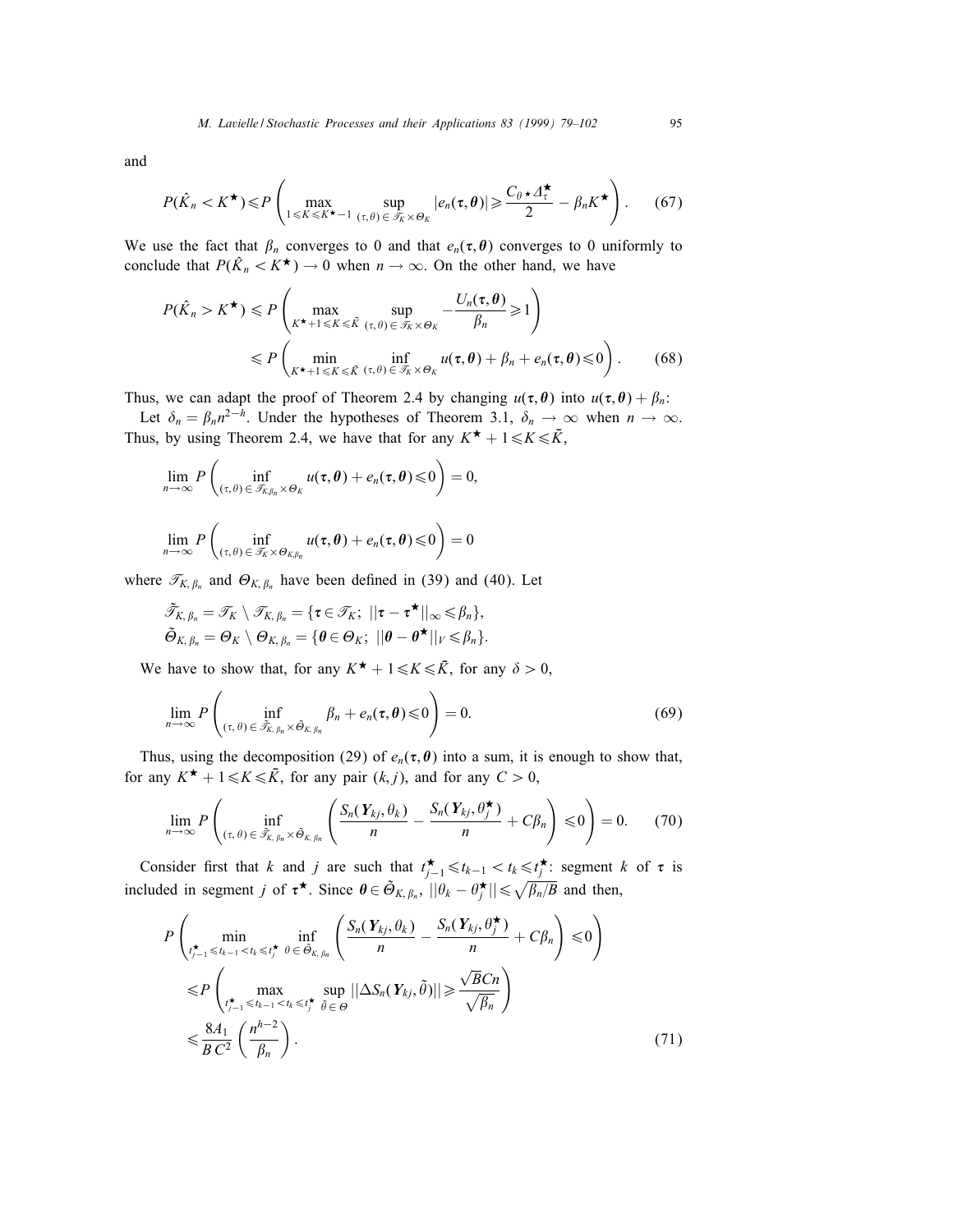and

$$P(\hat{K}_n < K^\star) \leqslant P\left( \max_{1 \leqslant K \leqslant K^\star - 1} \sup_{(\tau,\theta) \in \mathcal{T}_K \times \Theta_K} |e_n(\boldsymbol{\tau}, \boldsymbol{\theta})| \geqslant \frac{C_{\theta^\star} \Delta_\tau^\star}{2} - \beta_n K^\star \right). \tag{67}$$

We use the fact that $\beta_n$ converges to 0 and that $e_n(\boldsymbol{\tau}, \boldsymbol{\theta})$ converges to 0 uniformly to conclude that $P(\hat{K}_n < K^\star) \to 0$ when $n \to \infty$. On the other hand, we have

$$\begin{aligned} P(\hat{K}_n > K^\star) &\leqslant P\left( \max_{K^\star + 1 \leqslant K \leqslant \bar{K}} \sup_{(\tau,\theta) \in \mathcal{T}_K \times \Theta_K} -\frac{U_n(\boldsymbol{\tau}, \boldsymbol{\theta})}{\beta_n} \geqslant 1 \right) \\ &\leqslant P\left( \min_{K^\star + 1 \leqslant K \leqslant \bar{K}} \inf_{(\tau,\theta) \in \mathcal{T}_K \times \Theta_K} u(\boldsymbol{\tau}, \boldsymbol{\theta}) + \beta_n + e_n(\boldsymbol{\tau}, \boldsymbol{\theta}) \leqslant 0 \right). \end{aligned} \tag{68}$$

Thus, we can adapt the proof of Theorem 2.4 by changing $u(\boldsymbol{\tau}, \boldsymbol{\theta})$ into $u(\boldsymbol{\tau}, \boldsymbol{\theta}) + \beta_n$:

Let $\delta_n = \beta_n n^{2-h}$. Under the hypotheses of Theorem 3.1, $\delta_n \to \infty$ when $n \to \infty$. Thus, by using Theorem 2.4, we have that for any $K^\star + 1 \leqslant K \leqslant \bar{K}$,

$$\lim_{n\to\infty} P\left( \inf_{(\tau,\theta) \in \mathcal{T}_{K,\beta_n} \times \Theta_K} u(\boldsymbol{\tau}, \boldsymbol{\theta}) + e_n(\boldsymbol{\tau}, \boldsymbol{\theta}) \leqslant 0 \right) = 0,$$

$$\lim_{n\to\infty} P\left( \inf_{(\tau,\theta) \in \mathcal{T}_K \times \Theta_{K,\beta_n}} u(\boldsymbol{\tau}, \boldsymbol{\theta}) + e_n(\boldsymbol{\tau}, \boldsymbol{\theta}) \leqslant 0 \right) = 0$$

where $\mathcal{T}_{K,\beta_n}$ and $\Theta_{K,\beta_n}$ have been defined in (39) and (40). Let

$$\begin{aligned} \tilde{\mathcal{T}}_{K,\beta_n} &= \mathcal{T}_K \setminus \mathcal{T}_{K,\beta_n} = \{\boldsymbol{\tau} \in \mathcal{T}_K;\ ||\boldsymbol{\tau} - \boldsymbol{\tau}^\star||_\infty \leqslant \beta_n\}, \\ \tilde{\Theta}_{K,\beta_n} &= \Theta_K \setminus \Theta_{K,\beta_n} = \{\boldsymbol{\theta} \in \Theta_K;\ ||\boldsymbol{\theta} - \boldsymbol{\theta}^\star||_V \leqslant \beta_n\}. \end{aligned}$$

We have to show that, for any $K^\star + 1 \leqslant K \leqslant \bar{K}$, for any $\delta > 0$,

$$\lim_{n\to\infty} P\left( \inf_{(\tau,\theta) \in \tilde{\mathcal{T}}_{K,\beta_n} \times \tilde{\Theta}_{K,\beta_n}} \beta_n + e_n(\boldsymbol{\tau}, \boldsymbol{\theta}) \leqslant 0 \right) = 0. \tag{69}$$

Thus, using the decomposition (29) of $e_n(\boldsymbol{\tau}, \boldsymbol{\theta})$ into a sum, it is enough to show that, for any $K^\star + 1 \leqslant K \leqslant \bar{K}$, for any pair $(k, j)$, and for any $C > 0$,

$$\lim_{n\to\infty} P\left( \inf_{(\tau,\theta) \in \tilde{\mathcal{T}}_{K,\beta_n} \times \tilde{\Theta}_{K,\beta_n}} \left( \frac{S_n(\boldsymbol{Y}_{kj}, \theta_k)}{n} - \frac{S_n(\boldsymbol{Y}_{kj}, \theta_j^\star)}{n} + C\beta_n \right) \leqslant 0 \right) = 0. \tag{70}$$

Consider first that $k$ and $j$ are such that $t_{j-1}^\star \leqslant t_{k-1} < t_k \leqslant t_j^\star$: segment $k$ of $\boldsymbol{\tau}$ is included in segment $j$ of $\boldsymbol{\tau}^\star$. Since $\boldsymbol{\theta} \in \tilde{\Theta}_{K,\beta_n}$, $||\theta_k - \theta_j^\star|| \leqslant \sqrt{\beta_n / B}$ and then,

$$\begin{aligned} &P\left( \min_{t_{j-1}^\star \leqslant t_{k-1} < t_k \leqslant t_j^\star} \inf_{\theta \in \tilde{\Theta}_{K,\beta_n}} \left( \frac{S_n(\boldsymbol{Y}_{kj}, \theta_k)}{n} - \frac{S_n(\boldsymbol{Y}_{kj}, \theta_j^\star)}{n} + C\beta_n \right) \leqslant 0 \right) \\ &\quad \leqslant P\left( \max_{t_{j-1}^\star \leqslant t_{k-1} < t_k \leqslant t_j^\star} \sup_{\tilde{\theta} \in \Theta} ||\Delta S_n(\boldsymbol{Y}_{kj}, \tilde{\theta})|| \geqslant \frac{\sqrt{B} C n}{\sqrt{\beta_n}} \right) \\ &\quad \leqslant \frac{8A_1}{B\,C^2} \left( \frac{n^{h-2}}{\beta_n} \right). \end{aligned} \tag{71}$$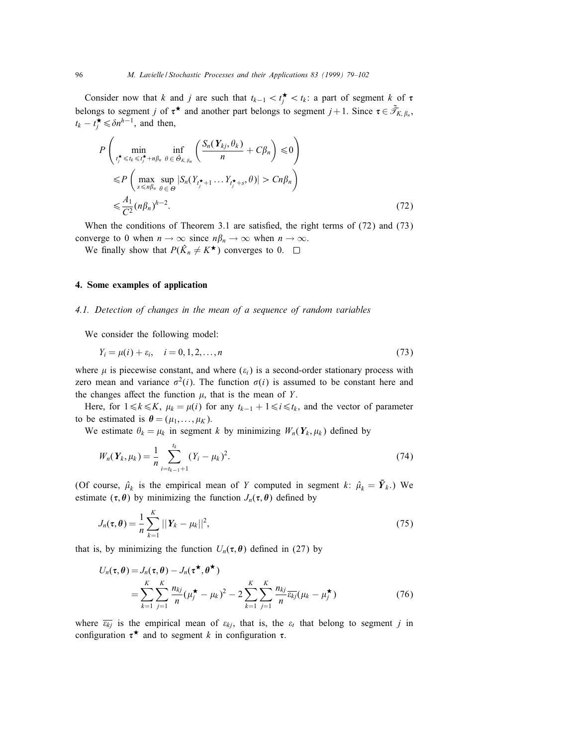Consider now that $k$ and $j$ are such that $t_{k-1} < t_j^\star < t_k$: a part of segment $k$ of $\boldsymbol{\tau}$ belongs to segment $j$ of $\boldsymbol{\tau}^\star$ and another part belongs to segment $j+1$. Since $\boldsymbol{\tau} \in \tilde{\mathscr{T}}_{K,\beta_n}$, $t_k - t_j^\star \leqslant \delta n^{h-1}$, and then,

$$
\begin{aligned}
P&\left( \min_{t_j^\star \leqslant t_k \leqslant t_j^\star + n\beta_n} \inf_{\theta \in \hat{\Theta}_{K,\beta_n}} \left( \frac{S_n(\boldsymbol{Y}_{kj}, \theta_k)}{n} + C\beta_n \right) \leqslant 0 \right) \\
&\leqslant P\left( \max_{s \leqslant n\beta_n} \sup_{\theta \in \Theta} |S_n(Y_{t_j^\star+1} \dots Y_{t_j^\star+s}, \theta)| > Cn\beta_n \right) \\
&\leqslant \frac{A_1}{C^2}(n\beta_n)^{h-2}.
\end{aligned} \tag{72}
$$

When the conditions of Theorem 3.1 are satisfied, the right terms of (72) and (73) converge to 0 when $n \to \infty$ since $n\beta_n \to \infty$ when $n \to \infty$.

We finally show that $P(\hat{K}_n \neq K^\star)$ converges to 0. $\square$

## 4. Some examples of application

### 4.1. Detection of changes in the mean of a sequence of random variables

We consider the following model:

$$
Y_i = \mu(i) + \varepsilon_i, \quad i = 0, 1, 2, \dots, n \tag{73}
$$

where $\mu$ is piecewise constant, and where $(\varepsilon_i)$ is a second-order stationary process with zero mean and variance $\sigma^2(i)$. The function $\sigma(i)$ is assumed to be constant here and the changes affect the function $\mu$, that is the mean of $Y$.

Here, for $1 \leqslant k \leqslant K$, $\mu_k = \mu(i)$ for any $t_{k-1} + 1 \leqslant i \leqslant t_k$, and the vector of parameter to be estimated is $\boldsymbol{\theta} = (\mu_1, \dots, \mu_K)$.

We estimate $\theta_k = \mu_k$ in segment $k$ by minimizing $W_n(\boldsymbol{Y}_k, \mu_k)$ defined by

$$
W_n(\boldsymbol{Y}_k, \mu_k) = \frac{1}{n} \sum_{i=t_{k-1}+1}^{t_k} (Y_i - \mu_k)^2. \tag{74}
$$

(Of course, $\hat{\mu}_k$ is the empirical mean of $Y$ computed in segment $k$: $\hat{\mu}_k = \bar{\boldsymbol{Y}}_k$.) We estimate $(\boldsymbol{\tau}, \boldsymbol{\theta})$ by minimizing the function $J_n(\boldsymbol{\tau}, \boldsymbol{\theta})$ defined by

$$
J_n(\boldsymbol{\tau}, \boldsymbol{\theta}) = \frac{1}{n} \sum_{k=1}^{K} ||\boldsymbol{Y}_k - \mu_k||^2, \tag{75}
$$

that is, by minimizing the function $U_n(\boldsymbol{\tau}, \boldsymbol{\theta})$ defined in (27) by

$$
\begin{aligned}
U_n(\boldsymbol{\tau}, \boldsymbol{\theta}) &= J_n(\boldsymbol{\tau}, \boldsymbol{\theta}) - J_n(\boldsymbol{\tau}^\star, \boldsymbol{\theta}^\star) \\
&= \sum_{k=1}^{K} \sum_{j=1}^{K} \frac{n_{kj}}{n} (\mu_j^\star - \mu_k)^2 - 2 \sum_{k=1}^{K} \sum_{j=1}^{K} \frac{n_{kj}}{n} \overline{\varepsilon_{kj}} (\mu_k - \mu_j^\star)
\end{aligned} \tag{76}
$$

where $\overline{\varepsilon_{kj}}$ is the empirical mean of $\varepsilon_{kj}$, that is, the $\varepsilon_t$ that belong to segment $j$ in configuration $\boldsymbol{\tau}^\star$ and to segment $k$ in configuration $\boldsymbol{\tau}$.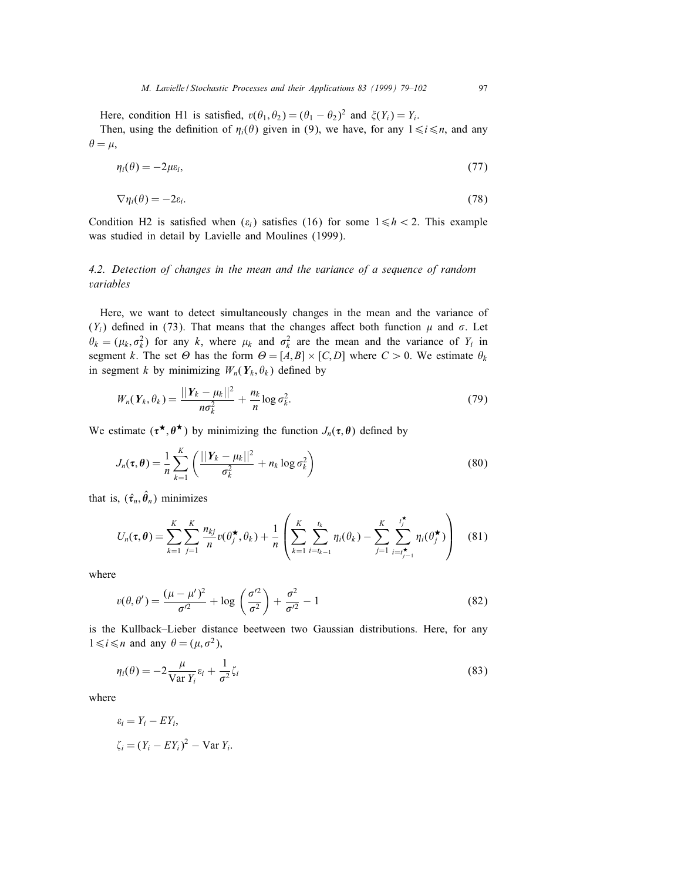Here, condition H1 is satisfied, $v(\theta_1, \theta_2) = (\theta_1 - \theta_2)^2$ and $\xi(Y_i) = Y_i$.

Then, using the definition of $\eta_i(\theta)$ given in (9), we have, for any $1 \leqslant i \leqslant n$, and any $\theta = \mu$,

$$\eta_i(\theta) = -2\mu\varepsilon_i, \tag{77}$$

$$\nabla\eta_i(\theta) = -2\varepsilon_i. \tag{78}$$

Condition H2 is satisfied when $(\varepsilon_i)$ satisfies (16) for some $1 \leqslant h < 2$. This example was studied in detail by Lavielle and Moulines (1999).

### 4.2. Detection of changes in the mean and the variance of a sequence of random variables

Here, we want to detect simultaneously changes in the mean and the variance of $(Y_i)$ defined in (73). That means that the changes affect both function $\mu$ and $\sigma$. Let $\theta_k = (\mu_k, \sigma_k^2)$ for any $k$, where $\mu_k$ and $\sigma_k^2$ are the mean and the variance of $Y_i$ in segment $k$. The set $\Theta$ has the form $\Theta = [A, B] \times [C, D]$ where $C > 0$. We estimate $\theta_k$ in segment $k$ by minimizing $W_n(\boldsymbol{Y}_k, \theta_k)$ defined by

$$W_n(\boldsymbol{Y}_k, \theta_k) = \frac{||\boldsymbol{Y}_k - \mu_k||^2}{n\sigma_k^2} + \frac{n_k}{n}\log\sigma_k^2. \tag{79}$$

We estimate $(\boldsymbol{\tau}^\star, \boldsymbol{\theta}^\star)$ by minimizing the function $J_n(\boldsymbol{\tau}, \boldsymbol{\theta})$ defined by

$$J_n(\boldsymbol{\tau}, \boldsymbol{\theta}) = \frac{1}{n}\sum_{k=1}^{K}\left(\frac{||\boldsymbol{Y}_k - \mu_k||^2}{\sigma_k^2} + n_k\log\sigma_k^2\right) \tag{80}$$

that is, $(\hat{\boldsymbol{\tau}}_n, \hat{\boldsymbol{\theta}}_n)$ minimizes

$$U_n(\boldsymbol{\tau}, \boldsymbol{\theta}) = \sum_{k=1}^{K}\sum_{j=1}^{K}\frac{n_{kj}}{n}v(\theta_j^\star, \theta_k) + \frac{1}{n}\left(\sum_{k=1}^{K}\sum_{i=t_{k-1}}^{t_k}\eta_i(\theta_k) - \sum_{j=1}^{K}\sum_{i=t_{j-1}^\star}^{t_j^\star}\eta_i(\theta_j^\star)\right) \tag{81}$$

where

$$v(\theta, \theta') = \frac{(\mu - \mu')^2}{\sigma'^2} + \log\left(\frac{\sigma'^2}{\sigma^2}\right) + \frac{\sigma^2}{\sigma'^2} - 1 \tag{82}$$

is the Kullback–Lieber distance beetween two Gaussian distributions. Here, for any $1 \leqslant i \leqslant n$ and any $\theta = (\mu, \sigma^2)$,

$$\eta_i(\theta) = -2\frac{\mu}{\operatorname{Var} Y_i}\varepsilon_i + \frac{1}{\sigma^2}\zeta_i \tag{83}$$

where

$$\varepsilon_i = Y_i - EY_i,$$

$$\zeta_i = (Y_i - EY_i)^2 - \operatorname{Var} Y_i.$$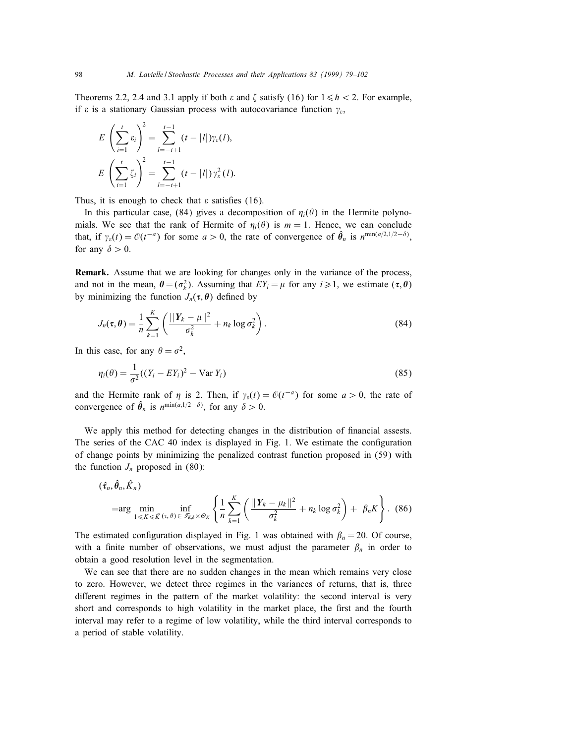Theorems 2.2, 2.4 and 3.1 apply if both $\varepsilon$ and $\zeta$ satisfy (16) for $1 \leqslant h < 2$. For example, if $\varepsilon$ is a stationary Gaussian process with autocovariance function $\gamma_\varepsilon$,

$$E\left(\sum_{i=1}^{t} \varepsilon_i\right)^2 = \sum_{l=-t+1}^{t-1} (t - |l|)\gamma_\varepsilon(l),$$

$$E\left(\sum_{i=1}^{t} \zeta_i\right)^2 = \sum_{l=-t+1}^{t-1} (t - |l|)\gamma_\varepsilon^2(l).$$

Thus, it is enough to check that $\varepsilon$ satisfies (16).

In this particular case, (84) gives a decomposition of $\eta_i(\theta)$ in the Hermite polynomials. We see that the rank of Hermite of $\eta_i(\theta)$ is $m = 1$. Hence, we can conclude that, if $\gamma_\varepsilon(t) = \mathcal{O}(t^{-a})$ for some $a > 0$, the rate of convergence of $\hat{\boldsymbol{\theta}}_n$ is $n^{\min(a/2, 1/2-\delta)}$, for any $\delta > 0$.

**Remark.** Assume that we are looking for changes only in the variance of the process, and not in the mean, $\boldsymbol{\theta} = (\sigma_k^2)$. Assuming that $EY_i = \mu$ for any $i \geqslant 1$, we estimate $(\boldsymbol{\tau}, \boldsymbol{\theta})$ by minimizing the function $J_n(\boldsymbol{\tau}, \boldsymbol{\theta})$ defined by

$$J_n(\boldsymbol{\tau}, \boldsymbol{\theta}) = \frac{1}{n} \sum_{k=1}^{K} \left( \frac{||\boldsymbol{Y}_k - \mu||^2}{\sigma_k^2} + n_k \log \sigma_k^2 \right). \tag{84}$$

In this case, for any $\theta = \sigma^2$,

$$\eta_i(\theta) = \frac{1}{\sigma^2}((Y_i - EY_i)^2 - \operatorname{Var} Y_i) \tag{85}$$

and the Hermite rank of $\eta$ is 2. Then, if $\gamma_\varepsilon(t) = \mathcal{O}(t^{-a})$ for some $a > 0$, the rate of convergence of $\hat{\boldsymbol{\theta}}_n$ is $n^{\min(a, 1/2-\delta)}$, for any $\delta > 0$.

We apply this method for detecting changes in the distribution of financial assests. The series of the CAC 40 index is displayed in Fig. 1. We estimate the configuration of change points by minimizing the penalized contrast function proposed in (59) with the function $J_n$ proposed in (80):

$$(\hat{\boldsymbol{\tau}}_n, \hat{\boldsymbol{\theta}}_n, \hat{K}_n) = \arg \min_{1 \leqslant K \leqslant \bar{K}} \inf_{(\tau, \theta) \in \mathcal{T}_{K,\delta} \times \Theta_K} \left\{ \frac{1}{n} \sum_{k=1}^{K} \left( \frac{||\boldsymbol{Y}_k - \mu_k||^2}{\sigma_k^2} + n_k \log \sigma_k^2 \right) + \beta_n K \right\}. \tag{86}$$

The estimated configuration displayed in Fig. 1 was obtained with $\beta_n = 20$. Of course, with a finite number of observations, we must adjust the parameter $\beta_n$ in order to obtain a good resolution level in the segmentation.

We can see that there are no sudden changes in the mean which remains very close to zero. However, we detect three regimes in the variances of returns, that is, three different regimes in the pattern of the market volatility: the second interval is very short and corresponds to high volatility in the market place, the first and the fourth interval may refer to a regime of low volatility, while the third interval corresponds to a period of stable volatility.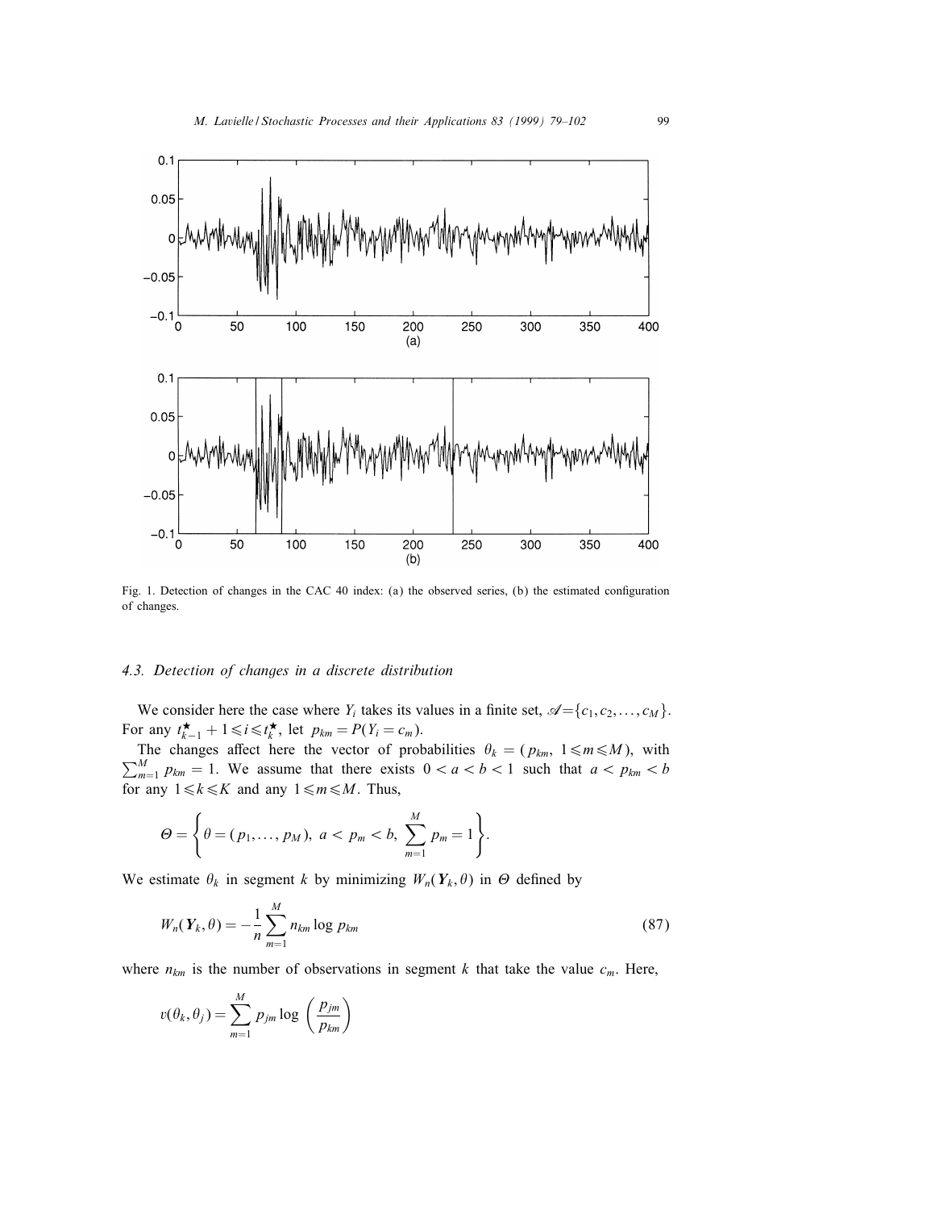Fig. 1. Detection of changes in the CAC 40 index: (a) the observed series, (b) the estimated configuration of changes.

### 4.3. Detection of changes in a discrete distribution

We consider here the case where $Y_i$ takes its values in a finite set, $\mathscr{A} = \{c_1, c_2, \ldots, c_M\}$. For any $t^{\star}_{k-1} + 1 \leqslant i \leqslant t^{\star}_k$, let $p_{km} = P(Y_i = c_m)$.

The changes affect here the vector of probabilities $\theta_k = (p_{km},\ 1 \leqslant m \leqslant M)$, with $\sum_{m=1}^{M} p_{km} = 1$. We assume that there exists $0 < a < b < 1$ such that $a < p_{km} < b$ for any $1 \leqslant k \leqslant K$ and any $1 \leqslant m \leqslant M$. Thus,

$$\Theta = \left\{ \theta = (p_1, \ldots, p_M),\ a < p_m < b,\ \sum_{m=1}^{M} p_m = 1 \right\}.$$

We estimate $\theta_k$ in segment $k$ by minimizing $W_n(\mathbf{Y}_k, \theta)$ in $\Theta$ defined by

$$W_n(\mathbf{Y}_k, \theta) = -\frac{1}{n} \sum_{m=1}^{M} n_{km} \log p_{km} \tag{87}$$

where $n_{km}$ is the number of observations in segment $k$ that take the value $c_m$. Here,

$$v(\theta_k, \theta_j) = \sum_{m=1}^{M} p_{jm} \log \left( \frac{p_{jm}}{p_{km}} \right)$$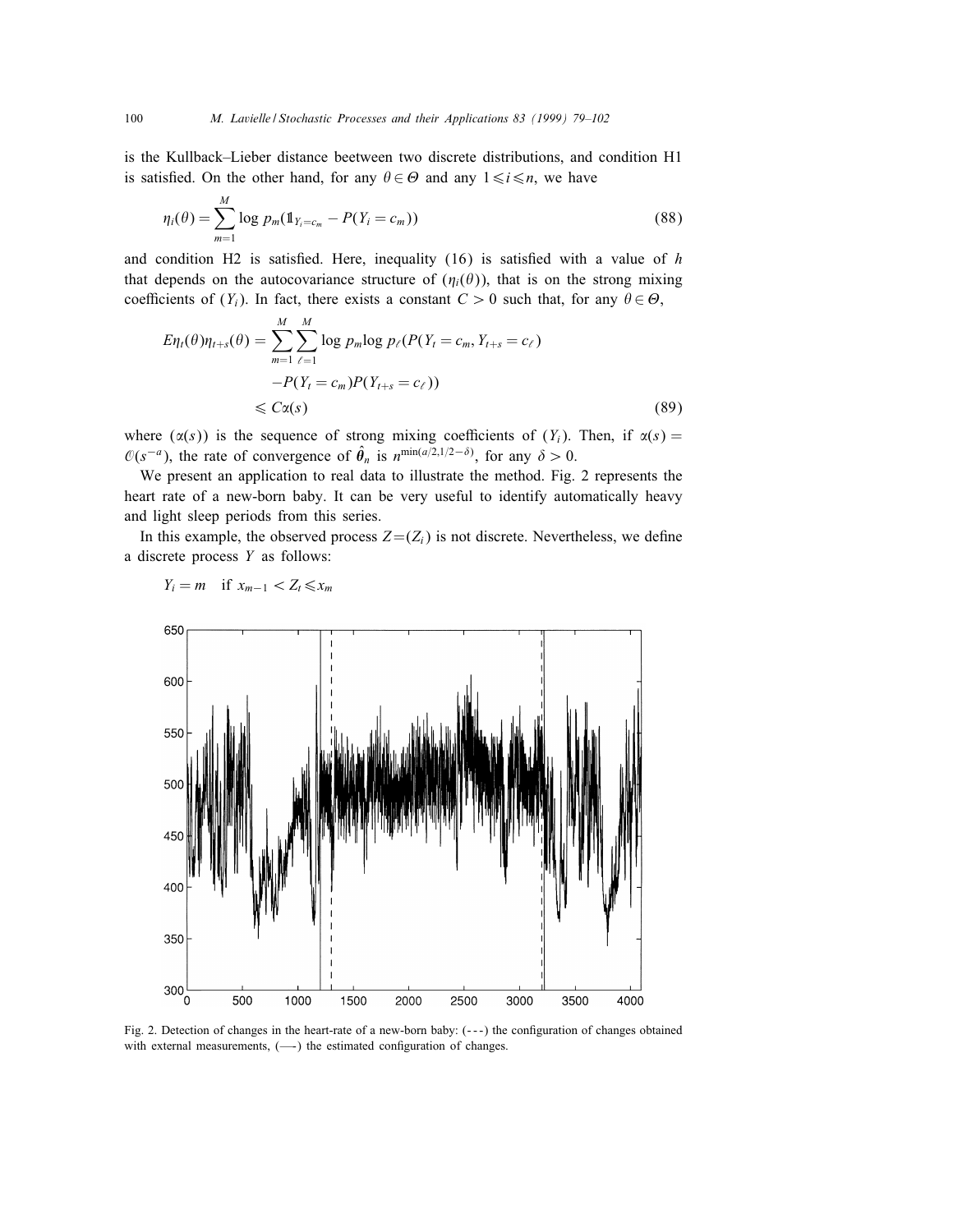is the Kullback–Lieber distance beetween two discrete distributions, and condition H1 is satisfied. On the other hand, for any $\theta \in \Theta$ and any $1 \leqslant i \leqslant n$, we have

$$\eta_i(\theta) = \sum_{m=1}^{M} \log p_m(\mathbb{1}_{Y_i = c_m} - P(Y_i = c_m)) \tag{88}$$

and condition H2 is satisfied. Here, inequality (16) is satisfied with a value of $h$ that depends on the autocovariance structure of $(\eta_i(\theta))$, that is on the strong mixing coefficients of $(Y_i)$. In fact, there exists a constant $C > 0$ such that, for any $\theta \in \Theta$,

$$\begin{aligned} E\eta_t(\theta)\eta_{t+s}(\theta) &= \sum_{m=1}^{M}\sum_{\ell=1}^{M} \log p_m \log p_\ell (P(Y_t = c_m, Y_{t+s} = c_\ell) \\ &\quad - P(Y_t = c_m)P(Y_{t+s} = c_\ell)) \\ &\leqslant C\alpha(s) \end{aligned} \tag{89}$$

where $(\alpha(s))$ is the sequence of strong mixing coefficients of $(Y_i)$. Then, if $\alpha(s) = \mathcal{O}(s^{-a})$, the rate of convergence of $\hat{\boldsymbol{\theta}}_n$ is $n^{\min(a/2, 1/2 - \delta)}$, for any $\delta > 0$.

We present an application to real data to illustrate the method. Fig. 2 represents the heart rate of a new-born baby. It can be very useful to identify automatically heavy and light sleep periods from this series.

In this example, the observed process $Z = (Z_i)$ is not discrete. Nevertheless, we define a discrete process $Y$ as follows:

$$Y_i = m \quad \text{if } x_{m-1} < Z_t \leqslant x_m$$

Fig. 2. Detection of changes in the heart-rate of a new-born baby: (- - -) the configuration of changes obtained with external measurements, (—) the estimated configuration of changes.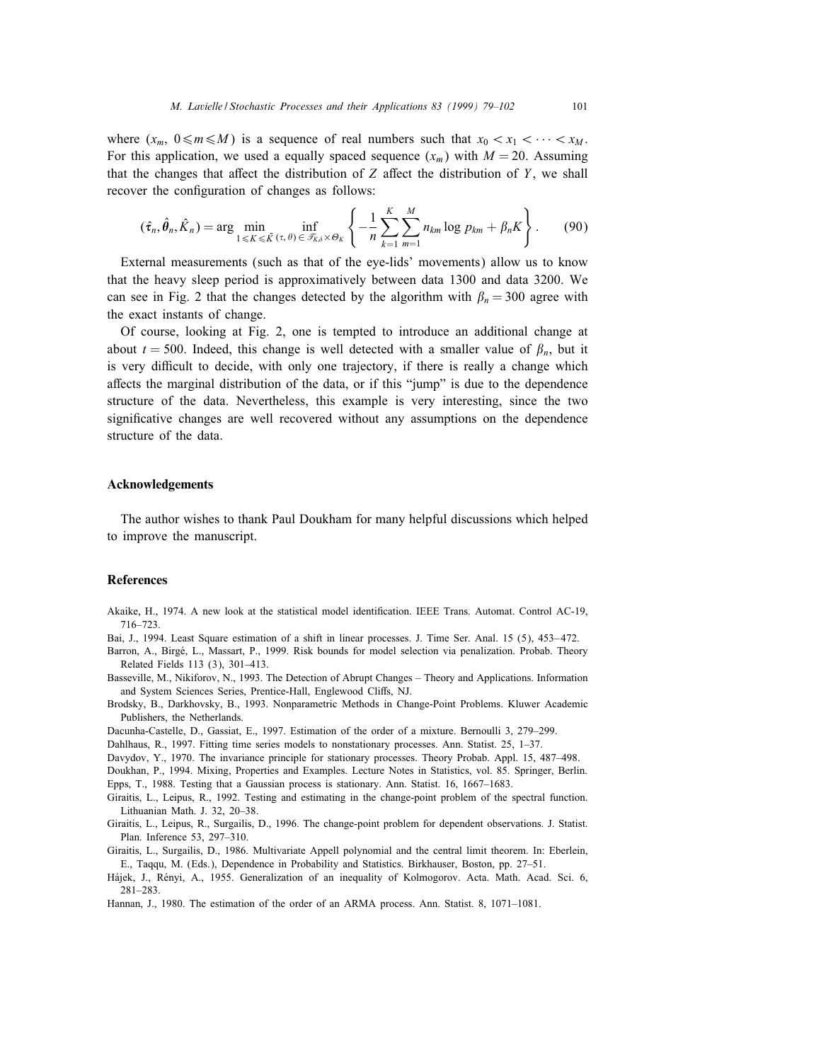where $(x_m,\ 0 \leqslant m \leqslant M)$ is a sequence of real numbers such that $x_0 < x_1 < \cdots < x_M$. For this application, we used a equally spaced sequence $(x_m)$ with $M = 20$. Assuming that the changes that affect the distribution of $Z$ affect the distribution of $Y$, we shall recover the configuration of changes as follows:

$$(\hat{\tau}_n, \hat{\theta}_n, \hat{K}_n) = \arg \min_{1 \leqslant K \leqslant \bar{K}} \inf_{(\tau, \theta) \in \mathscr{T}_{K,\delta} \times \Theta_K} \left\{ -\frac{1}{n} \sum_{k=1}^{K} \sum_{m=1}^{M} n_{km} \log p_{km} + \beta_n K \right\}. \tag{90}$$

External measurements (such as that of the eye-lids' movements) allow us to know that the heavy sleep period is approximatively between data 1300 and data 3200. We can see in Fig. 2 that the changes detected by the algorithm with $\beta_n = 300$ agree with the exact instants of change.

Of course, looking at Fig. 2, one is tempted to introduce an additional change at about $t = 500$. Indeed, this change is well detected with a smaller value of $\beta_n$, but it is very difficult to decide, with only one trajectory, if there is really a change which affects the marginal distribution of the data, or if this "jump" is due to the dependence structure of the data. Nevertheless, this example is very interesting, since the two significative changes are well recovered without any assumptions on the dependence structure of the data.

## Acknowledgements

The author wishes to thank Paul Doukham for many helpful discussions which helped to improve the manuscript.

## References

Akaike, H., 1974. A new look at the statistical model identification. IEEE Trans. Automat. Control AC-19, 716–723.

Bai, J., 1994. Least Square estimation of a shift in linear processes. J. Time Ser. Anal. 15 (5), 453–472.

Barron, A., Birgé, L., Massart, P., 1999. Risk bounds for model selection via penalization. Probab. Theory Related Fields 113 (3), 301–413.

Basseville, M., Nikiforov, N., 1993. The Detection of Abrupt Changes – Theory and Applications. Information and System Sciences Series, Prentice-Hall, Englewood Cliffs, NJ.

Brodsky, B., Darkhovsky, B., 1993. Nonparametric Methods in Change-Point Problems. Kluwer Academic Publishers, the Netherlands.

Dacunha-Castelle, D., Gassiat, E., 1997. Estimation of the order of a mixture. Bernoulli 3, 279–299.

Dahlhaus, R., 1997. Fitting time series models to nonstationary processes. Ann. Statist. 25, 1–37.

Davydov, Y., 1970. The invariance principle for stationary processes. Theory Probab. Appl. 15, 487–498.

Doukhan, P., 1994. Mixing, Properties and Examples. Lecture Notes in Statistics, vol. 85. Springer, Berlin.

Epps, T., 1988. Testing that a Gaussian process is stationary. Ann. Statist. 16, 1667–1683.

Giraitis, L., Leipus, R., 1992. Testing and estimating in the change-point problem of the spectral function. Lithuanian Math. J. 32, 20–38.

Giraitis, L., Leipus, R., Surgailis, D., 1996. The change-point problem for dependent observations. J. Statist. Plan. Inference 53, 297–310.

Giraitis, L., Surgailis, D., 1986. Multivariate Appell polynomial and the central limit theorem. In: Eberlein, E., Taqqu, M. (Eds.), Dependence in Probability and Statistics. Birkhauser, Boston, pp. 27–51.

Hájek, J., Rényi, A., 1955. Generalization of an inequality of Kolmogorov. Acta. Math. Acad. Sci. 6, 281–283.

Hannan, J., 1980. The estimation of the order of an ARMA process. Ann. Statist. 8, 1071–1081.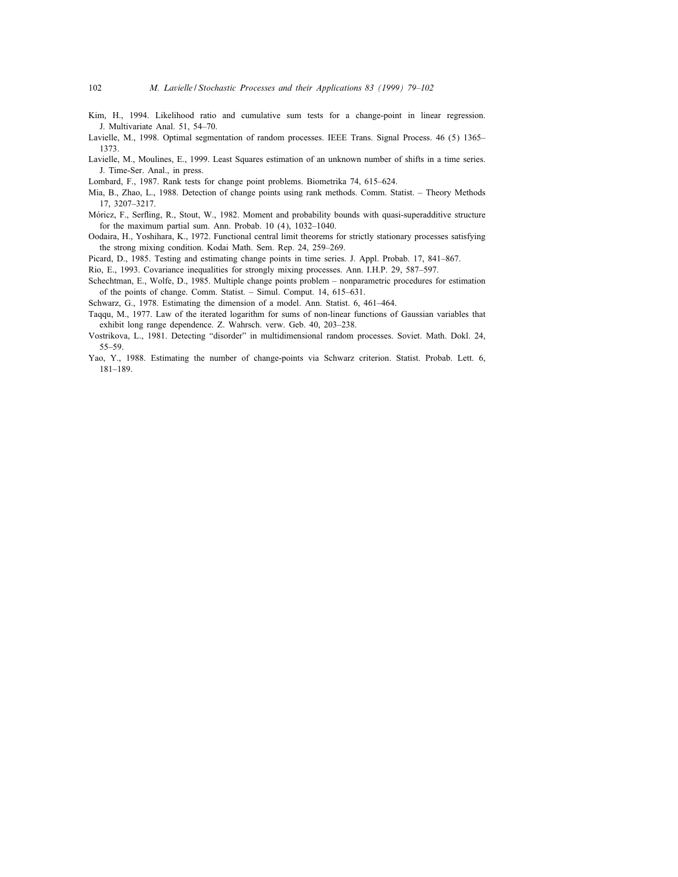Kim, H., 1994. Likelihood ratio and cumulative sum tests for a change-point in linear regression. J. Multivariate Anal. 51, 54–70.

Lavielle, M., 1998. Optimal segmentation of random processes. IEEE Trans. Signal Process. 46 (5) 1365–1373.

Lavielle, M., Moulines, E., 1999. Least Squares estimation of an unknown number of shifts in a time series. J. Time-Ser. Anal., in press.

Lombard, F., 1987. Rank tests for change point problems. Biometrika 74, 615–624.

Mia, B., Zhao, L., 1988. Detection of change points using rank methods. Comm. Statist. – Theory Methods 17, 3207–3217.

Móricz, F., Serfling, R., Stout, W., 1982. Moment and probability bounds with quasi-superadditive structure for the maximum partial sum. Ann. Probab. 10 (4), 1032–1040.

Oodaira, H., Yoshihara, K., 1972. Functional central limit theorems for strictly stationary processes satisfying the strong mixing condition. Kodai Math. Sem. Rep. 24, 259–269.

Picard, D., 1985. Testing and estimating change points in time series. J. Appl. Probab. 17, 841–867.

Rio, E., 1993. Covariance inequalities for strongly mixing processes. Ann. I.H.P. 29, 587–597.

Schechtman, E., Wolfe, D., 1985. Multiple change points problem – nonparametric procedures for estimation of the points of change. Comm. Statist. – Simul. Comput. 14, 615–631.

Schwarz, G., 1978. Estimating the dimension of a model. Ann. Statist. 6, 461–464.

Taqqu, M., 1977. Law of the iterated logarithm for sums of non-linear functions of Gaussian variables that exhibit long range dependence. Z. Wahrsch. verw. Geb. 40, 203–238.

Vostrikova, L., 1981. Detecting "disorder" in multidimensional random processes. Soviet. Math. Dokl. 24, 55–59.

Yao, Y., 1988. Estimating the number of change-points via Schwarz criterion. Statist. Probab. Lett. 6, 181–189.